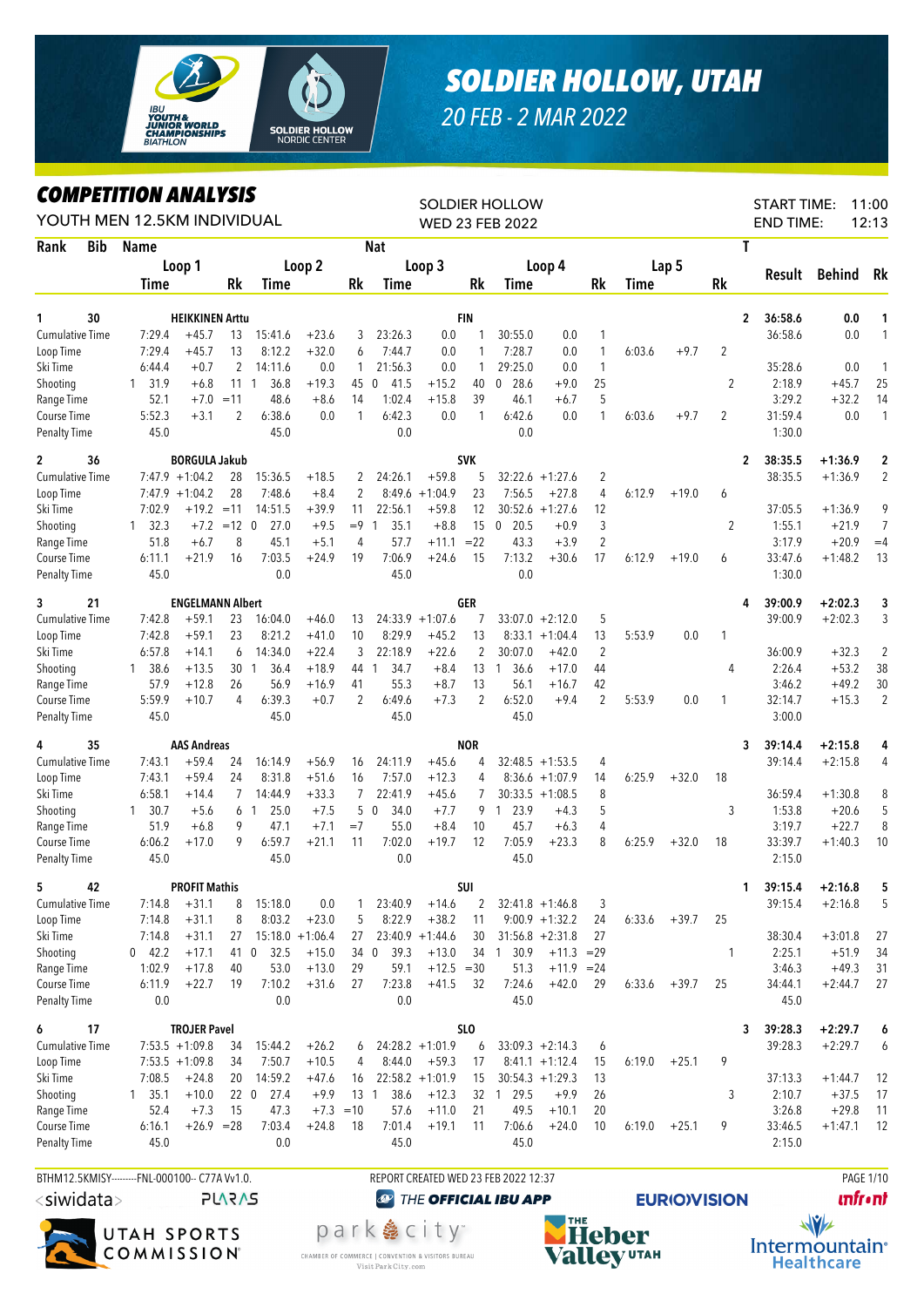# SOLDIER HOLLOW, UTAH

*20 FEB - 2 MAR 2022*

## COMPETITION ANALYSIS

YOUTH MEN 12.5KM INDIVIDUAL

SOLDIER HOLLOW
WED 23 FEB 2022

START TIME: 11:00
END TIME: 12:13

| Rank | Bib | Name | | Loop 1 Time | | Rk | Loop 2 Time | | Rk | Nat Loop 3 Time | | Rk | Loop 4 Time | | Rk | Lap 5 Time | | Rk | T | Result | Behind | Rk |
|---|---|---|---|---|---|---|---|---|---|---|---|---|---|---|---|---|---|---|---|---|---|---|
| 1 | 30 | HEIKKINEN Arttu | | | | | | | | FIN | | | | | | | | | 2 | 36:58.6 | 0.0 | 1 |
| | | Cumulative Time | | 7:29.4 | +45.7 | 13 | 15:41.6 | +23.6 | 3 | 23:26.3 | 0.0 | 1 | 30:55.0 | 0.0 | 1 | | | | | 36:58.6 | 0.0 | 1 |
| | | Loop Time | | 7:29.4 | +45.7 | 13 | 8:12.2 | +32.0 | 6 | 7:44.7 | 0.0 | 1 | 7:28.7 | 0.0 | 1 | 6:03.6 | +9.7 | 2 | | | | |
| | | Ski Time | | 6:44.4 | +0.7 | 2 | 14:11.6 | 0.0 | 1 | 21:56.3 | 0.0 | 1 | 29:25.0 | 0.0 | 1 | | | | | 35:28.6 | 0.0 | 1 |
| | | Shooting | 1 | 31.9 | +6.8 | 11 | 1 36.8 | +19.3 | 45 | 0 41.5 | +15.2 | 40 | 0 28.6 | +9.0 | 25 | | | | 2 | 2:18.9 | +45.7 | 25 |
| | | Range Time | | 52.1 | +7.0 | =11 | 48.6 | +8.6 | 14 | 1:02.4 | +15.8 | 39 | 46.1 | +6.7 | 5 | | | | | 3:29.2 | +32.2 | 14 |
| | | Course Time | | 5:52.3 | +3.1 | 2 | 6:38.6 | 0.0 | 1 | 6:42.3 | 0.0 | 1 | 6:42.6 | 0.0 | 1 | 6:03.6 | +9.7 | 2 | | 31:59.4 | 0.0 | 1 |
| | | Penalty Time | | 45.0 | | | 45.0 | | | 0.0 | | | 0.0 | | | | | | | 1:30.0 | | |
| 2 | 36 | BORGULA Jakub | | | | | | | | SVK | | | | | | | | | 2 | 38:35.5 | +1:36.9 | 2 |
| | | Cumulative Time | | 7:47.9 | +1:04.2 | 28 | 15:36.5 | +18.5 | 2 | 24:26.1 | +59.8 | 5 | 32:22.6 | +1:27.6 | 2 | | | | | 38:35.5 | +1:36.9 | 2 |
| | | Loop Time | | 7:47.9 | +1:04.2 | 28 | 7:48.6 | +8.4 | 2 | 8:49.6 | +1:04.9 | 23 | 7:56.5 | +27.8 | 4 | 6:12.9 | +19.0 | 6 | | | | |
| | | Ski Time | | 7:02.9 | +19.2 | =11 | 14:51.5 | +39.9 | 11 | 22:56.1 | +59.8 | 12 | 30:52.6 | +1:27.6 | 12 | | | | | 37:05.5 | +1:36.9 | 9 |
| | | Shooting | 1 | 32.3 | +7.2 | =12 | 0 27.0 | +9.5 | =9 | 1 35.1 | +8.8 | 15 | 0 20.5 | +0.9 | 3 | | | | 2 | 1:55.1 | +21.9 | 7 |
| | | Range Time | | 51.8 | +6.7 | 8 | 45.1 | +5.1 | 4 | 57.7 | +11.1 | =22 | 43.3 | +3.9 | 2 | | | | | 3:17.9 | +20.9 | =4 |
| | | Course Time | | 6:11.1 | +21.9 | 16 | 7:03.5 | +24.9 | 19 | 7:06.9 | +24.6 | 15 | 7:13.2 | +30.6 | 17 | 6:12.9 | +19.0 | 6 | | 33:47.6 | +1:48.2 | 13 |
| | | Penalty Time | | 45.0 | | | 0.0 | | | 45.0 | | | 0.0 | | | | | | | 1:30.0 | | |
| 3 | 21 | ENGELMANN Albert | | | | | | | | GER | | | | | | | | | 4 | 39:00.9 | +2:02.3 | 3 |
| | | Cumulative Time | | 7:42.8 | +59.1 | 23 | 16:04.0 | +46.0 | 13 | 24:33.9 | +1:07.6 | 7 | 33:07.0 | +2:12.0 | 5 | | | | | 39:00.9 | +2:02.3 | 3 |
| | | Loop Time | | 7:42.8 | +59.1 | 23 | 8:21.2 | +41.0 | 10 | 8:29.9 | +45.2 | 13 | 8:33.1 | +1:04.4 | 13 | 5:53.9 | 0.0 | 1 | | | | |
| | | Ski Time | | 6:57.8 | +14.1 | 6 | 14:34.0 | +22.4 | 3 | 22:18.9 | +22.6 | 2 | 30:07.0 | +42.0 | 2 | | | | | 36:00.9 | +32.3 | 2 |
| | | Shooting | 1 | 38.6 | +13.5 | 30 | 1 36.4 | +18.9 | 44 | 1 34.7 | +8.4 | 13 | 1 36.6 | +17.0 | 44 | | | | 4 | 2:26.4 | +53.2 | 38 |
| | | Range Time | | 57.9 | +12.8 | 26 | 56.9 | +16.9 | 41 | 55.3 | +8.7 | 13 | 56.1 | +16.7 | 42 | | | | | 3:46.2 | +49.2 | 30 |
| | | Course Time | | 5:59.9 | +10.7 | 4 | 6:39.3 | +0.7 | 2 | 6:49.6 | +7.3 | 2 | 6:52.0 | +9.4 | 2 | 5:53.9 | 0.0 | 1 | | 32:14.7 | +15.3 | 2 |
| | | Penalty Time | | 45.0 | | | 45.0 | | | 45.0 | | | 45.0 | | | | | | | 3:00.0 | | |
| 4 | 35 | AAS Andreas | | | | | | | | NOR | | | | | | | | | 3 | 39:14.4 | +2:15.8 | 4 |
| | | Cumulative Time | | 7:43.1 | +59.4 | 24 | 16:14.9 | +56.9 | 16 | 24:11.9 | +45.6 | 4 | 32:48.5 | +1:53.5 | 4 | | | | | 39:14.4 | +2:15.8 | 4 |
| | | Loop Time | | 7:43.1 | +59.4 | 24 | 8:31.8 | +51.6 | 16 | 7:57.0 | +12.3 | 4 | 8:36.6 | +1:07.9 | 14 | 6:25.9 | +32.0 | 18 | | | | |
| | | Ski Time | | 6:58.1 | +14.4 | 7 | 14:44.9 | +33.3 | 7 | 22:41.9 | +45.6 | 7 | 30:33.5 | +1:08.5 | 8 | | | | | 36:59.4 | +1:30.8 | 8 |
| | | Shooting | 1 | 30.7 | +5.6 | 6 | 1 25.0 | +7.5 | 5 | 0 34.0 | +7.7 | 9 | 1 23.9 | +4.3 | 5 | | | | 3 | 1:53.8 | +20.6 | 5 |
| | | Range Time | | 51.9 | +6.8 | 9 | 47.1 | +7.1 | =7 | 55.0 | +8.4 | 10 | 45.7 | +6.3 | 4 | | | | | 3:19.7 | +22.7 | 8 |
| | | Course Time | | 6:06.2 | +17.0 | 9 | 6:59.7 | +21.1 | 11 | 7:02.0 | +19.7 | 12 | 7:05.9 | +23.3 | 8 | 6:25.9 | +32.0 | 18 | | 33:39.7 | +1:40.3 | 10 |
| | | Penalty Time | | 45.0 | | | 45.0 | | | 0.0 | | | 45.0 | | | | | | | 2:15.0 | | |
| 5 | 42 | PROFIT Mathis | | | | | | | | SUI | | | | | | | | | 1 | 39:15.4 | +2:16.8 | 5 |
| | | Cumulative Time | | 7:14.8 | +31.1 | 8 | 15:18.0 | 0.0 | 1 | 23:40.9 | +14.6 | 2 | 32:41.8 | +1:46.8 | 3 | | | | | 39:15.4 | +2:16.8 | 5 |
| | | Loop Time | | 7:14.8 | +31.1 | 8 | 8:03.2 | +23.0 | 5 | 8:22.9 | +38.2 | 11 | 9:00.9 | +1:32.2 | 24 | 6:33.6 | +39.7 | 25 | | | | |
| | | Ski Time | | 7:14.8 | +31.1 | 27 | 15:18.0 | +1:06.4 | 27 | 23:40.9 | +1:44.6 | 30 | 31:56.8 | +2:31.8 | 27 | | | | | 38:30.4 | +3:01.8 | 27 |
| | | Shooting | 0 | 42.2 | +17.1 | 41 | 0 32.5 | +15.0 | 34 | 0 39.3 | +13.0 | 34 | 1 30.9 | +11.3 | =29 | | | | 1 | 2:25.1 | +51.9 | 34 |
| | | Range Time | | 1:02.9 | +17.8 | 40 | 53.0 | +13.0 | 29 | 59.1 | +12.5 | =30 | 51.3 | +11.9 | =24 | | | | | 3:46.3 | +49.3 | 31 |
| | | Course Time | | 6:11.9 | +22.7 | 19 | 7:10.2 | +31.6 | 27 | 7:23.8 | +41.5 | 32 | 7:24.6 | +42.0 | 29 | 6:33.6 | +39.7 | 25 | | 34:44.1 | +2:44.7 | 27 |
| | | Penalty Time | | 0.0 | | | 0.0 | | | 0.0 | | | 45.0 | | | | | | | 45.0 | | |
| 6 | 17 | TROJER Pavel | | | | | | | | SLO | | | | | | | | | 3 | 39:28.3 | +2:29.7 | 6 |
| | | Cumulative Time | | 7:53.5 | +1:09.8 | 34 | 15:44.2 | +26.2 | 6 | 24:28.2 | +1:01.9 | 6 | 33:09.3 | +2:14.3 | 6 | | | | | 39:28.3 | +2:29.7 | 6 |
| | | Loop Time | | 7:53.5 | +1:09.8 | 34 | 7:50.7 | +10.5 | 4 | 8:44.0 | +59.3 | 17 | 8:41.1 | +1:12.4 | 15 | 6:19.0 | +25.1 | 9 | | | | |
| | | Ski Time | | 7:08.5 | +24.8 | 20 | 14:59.2 | +47.6 | 16 | 22:58.2 | +1:01.9 | 15 | 30:54.3 | +1:29.3 | 13 | | | | | 37:13.3 | +1:44.7 | 12 |
| | | Shooting | 1 | 35.1 | +10.0 | 22 | 0 27.4 | +9.9 | 13 | 1 38.6 | +12.3 | 32 | 1 29.5 | +9.9 | 26 | | | | 3 | 2:10.7 | +37.5 | 17 |
| | | Range Time | | 52.4 | +7.3 | 15 | 47.3 | +7.3 | =10 | 57.6 | +11.0 | 21 | 49.5 | +10.1 | 20 | | | | | 3:26.8 | +29.8 | 11 |
| | | Course Time | | 6:16.1 | +26.9 | =28 | 7:03.4 | +24.8 | 18 | 7:01.4 | +19.1 | 11 | 7:06.6 | +24.0 | 10 | 6:19.0 | +25.1 | 9 | | 33:46.5 | +1:47.1 | 12 |
| | | Penalty Time | | 45.0 | | | 0.0 | | | 45.0 | | | 45.0 | | | | | | | 2:15.0 | | |

BTHM12.5KMISY---------FNL-000100-- C77A Vv1.0. REPORT CREATED WED 23 FEB 2022 12:37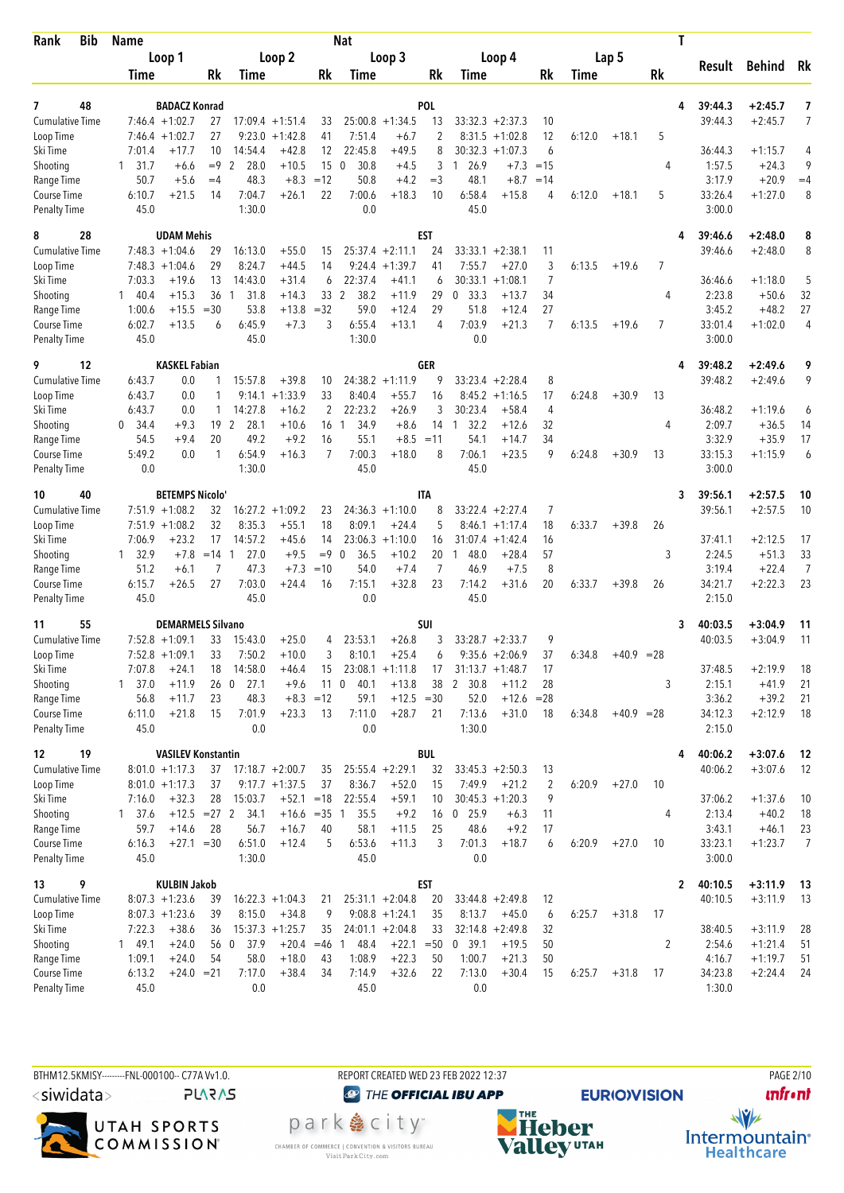| Rank | Bib | Name | | | | | | | | Nat | | | | | | | | | | T | Result | Behind | Rk |
|---|---|---|---|---|---|---|---|---|---|---|---|---|---|---|---|---|---|---|---|---|---|---|---|
| | | Loop 1 | | | Loop 2 | | | Loop 3 | | | Loop 4 | | | Lap 5 | | | | | | | | | |
| | | Time | | Rk | Time | | Rk | Time | | Rk | Time | | Rk | Time | | Rk | | | | | | | |
| **7** | **48** | **BADACZ Konrad** | | | | | | | | **POL** | | | | | | | | | | **4** | **39:44.3** | **+2:45.7** | **7** |
| Cumulative Time | | 7:46.4 | +1:02.7 | 27 | 17:09.4 | +1:51.4 | 33 | 25:00.8 | +1:34.5 | 13 | 33:32.3 | +2:37.3 | 10 | | | | | | | | 39:44.3 | +2:45.7 | 7 |
| Loop Time | | 7:46.4 | +1:02.7 | 27 | 9:23.0 | +1:42.8 | 41 | 7:51.4 | +6.7 | 2 | 8:31.5 | +1:02.8 | 12 | 6:12.0 | +18.1 | 5 | | | | | | | |
| Ski Time | | 7:01.4 | +17.7 | 10 | 14:54.4 | +42.8 | 12 | 22:45.8 | +49.5 | 8 | 30:32.3 | +1:07.3 | 6 | | | | | | | | 36:44.3 | +1:15.7 | 4 |
| Shooting | | 1 31.7 | +6.6 | =9 | 2 28.0 | +10.5 | 15 | 0 30.8 | +4.5 | 3 | 1 26.9 | +7.3 | =15 | | | | | | | 4 | 1:57.5 | +24.3 | 9 |
| Range Time | | 50.7 | +5.6 | =4 | 48.3 | +8.3 | =12 | 50.8 | +4.2 | =3 | 48.1 | +8.7 | =14 | | | | | | | | 3:17.9 | +20.9 | =4 |
| Course Time | | 6:10.7 | +21.5 | 14 | 7:04.7 | +26.1 | 22 | 7:00.6 | +18.3 | 10 | 6:58.4 | +15.8 | 4 | 6:12.0 | +18.1 | 5 | | | | | 33:26.4 | +1:27.0 | 8 |
| Penalty Time | | 45.0 | | | 1:30.0 | | | 0.0 | | | 45.0 | | | | | | | | | | 3:00.0 | | |
| **8** | **28** | **UDAM Mehis** | | | | | | | | **EST** | | | | | | | | | | **4** | **39:46.6** | **+2:48.0** | **8** |
| Cumulative Time | | 7:48.3 | +1:04.6 | 29 | 16:13.0 | +55.0 | 15 | 25:37.4 | +2:11.1 | 24 | 33:33.1 | +2:38.1 | 11 | | | | | | | | 39:46.6 | +2:48.0 | 8 |
| Loop Time | | 7:48.3 | +1:04.6 | 29 | 8:24.7 | +44.5 | 14 | 9:24.4 | +1:39.7 | 41 | 7:55.7 | +27.0 | 3 | 6:13.5 | +19.6 | 7 | | | | | | | |
| Ski Time | | 7:03.3 | +19.6 | 13 | 14:43.0 | +31.4 | 6 | 22:37.4 | +41.1 | 6 | 30:33.1 | +1:08.1 | 7 | | | | | | | | 36:46.6 | +1:18.0 | 5 |
| Shooting | | 1 40.4 | +15.3 | 36 | 1 31.8 | +14.3 | 33 | 2 38.2 | +11.9 | 29 | 0 33.3 | +13.7 | 34 | | | | | | | 4 | 2:23.8 | +50.6 | 32 |
| Range Time | | 1:00.6 | +15.5 | =30 | 53.8 | +13.8 | =32 | 59.0 | +12.4 | 29 | 51.8 | +12.4 | 27 | | | | | | | | 3:45.2 | +48.2 | 27 |
| Course Time | | 6:02.7 | +13.5 | 6 | 6:45.9 | +7.3 | 3 | 6:55.4 | +13.1 | 4 | 7:03.9 | +21.3 | 7 | 6:13.5 | +19.6 | 7 | | | | | 33:01.4 | +1:02.0 | 4 |
| Penalty Time | | 45.0 | | | 45.0 | | | 1:30.0 | | | 0.0 | | | | | | | | | | 3:00.0 | | |
| **9** | **12** | **KASKEL Fabian** | | | | | | | | **GER** | | | | | | | | | | **4** | **39:48.2** | **+2:49.6** | **9** |
| Cumulative Time | | 6:43.7 | 0.0 | 1 | 15:57.8 | +39.8 | 10 | 24:38.2 | +1:11.9 | 9 | 33:23.4 | +2:28.4 | 8 | | | | | | | | 39:48.2 | +2:49.6 | 9 |
| Loop Time | | 6:43.7 | 0.0 | 1 | 9:14.1 | +1:33.9 | 33 | 8:40.4 | +55.7 | 16 | 8:45.2 | +1:16.5 | 17 | 6:24.8 | +30.9 | 13 | | | | | | | |
| Ski Time | | 6:43.7 | 0.0 | 1 | 14:27.8 | +16.2 | 2 | 22:23.2 | +26.9 | 3 | 30:23.4 | +58.4 | 4 | | | | | | | | 36:48.2 | +1:19.6 | 6 |
| Shooting | | 0 34.4 | +9.3 | 19 | 2 28.1 | +10.6 | 16 | 1 34.9 | +8.6 | 14 | 1 32.2 | +12.6 | 32 | | | | | | | 4 | 2:09.7 | +36.5 | 14 |
| Range Time | | 54.5 | +9.4 | 20 | 49.2 | +9.2 | 16 | 55.1 | +8.5 | =11 | 54.1 | +14.7 | 34 | | | | | | | | 3:32.9 | +35.9 | 17 |
| Course Time | | 5:49.2 | 0.0 | 1 | 6:54.9 | +16.3 | 7 | 7:00.3 | +18.0 | 8 | 7:06.1 | +23.5 | 9 | 6:24.8 | +30.9 | 13 | | | | | 33:15.3 | +1:15.9 | 6 |
| Penalty Time | | 0.0 | | | 1:30.0 | | | 45.0 | | | 45.0 | | | | | | | | | | 3:00.0 | | |
| **10** | **40** | **BETEMPS Nicolo'** | | | | | | | | **ITA** | | | | | | | | | | **3** | **39:56.1** | **+2:57.5** | **10** |
| Cumulative Time | | 7:51.9 | +1:08.2 | 32 | 16:27.2 | +1:09.2 | 23 | 24:36.3 | +1:10.0 | 8 | 33:22.4 | +2:27.4 | 7 | | | | | | | | 39:56.1 | +2:57.5 | 10 |
| Loop Time | | 7:51.9 | +1:08.2 | 32 | 8:35.3 | +55.1 | 18 | 8:09.1 | +24.4 | 5 | 8:46.1 | +1:17.4 | 18 | 6:33.7 | +39.8 | 26 | | | | | | | |
| Ski Time | | 7:06.9 | +23.2 | 17 | 14:57.2 | +45.6 | 14 | 23:06.3 | +1:10.0 | 16 | 31:07.4 | +1:42.4 | 16 | | | | | | | | 37:41.1 | +2:12.5 | 17 |
| Shooting | | 1 32.9 | +7.8 | =14 | 1 27.0 | +9.5 | =9 | 0 36.5 | +10.2 | 20 | 1 48.0 | +28.4 | 57 | | | | | | | 3 | 2:24.5 | +51.3 | 33 |
| Range Time | | 51.2 | +6.1 | 7 | 47.3 | +7.3 | =10 | 54.0 | +7.4 | 7 | 46.9 | +7.5 | 8 | | | | | | | | 3:19.4 | +22.4 | 7 |
| Course Time | | 6:15.7 | +26.5 | 27 | 7:03.0 | +24.4 | 16 | 7:15.1 | +32.8 | 23 | 7:14.2 | +31.6 | 20 | 6:33.7 | +39.8 | 26 | | | | | 34:21.7 | +2:22.3 | 23 |
| Penalty Time | | 45.0 | | | 45.0 | | | 0.0 | | | 45.0 | | | | | | | | | | 2:15.0 | | |
| **11** | **55** | **DEMARMELS Silvano** | | | | | | | | **SUI** | | | | | | | | | | **3** | **40:03.5** | **+3:04.9** | **11** |
| Cumulative Time | | 7:52.8 | +1:09.1 | 33 | 15:43.0 | +25.0 | 4 | 23:53.1 | +26.8 | 3 | 33:28.7 | +2:33.7 | 9 | | | | | | | | 40:03.5 | +3:04.9 | 11 |
| Loop Time | | 7:52.8 | +1:09.1 | 33 | 7:50.2 | +10.0 | 3 | 8:10.1 | +25.4 | 6 | 9:35.6 | +2:06.9 | 37 | 6:34.8 | +40.9 | =28 | | | | | | | |
| Ski Time | | 7:07.8 | +24.1 | 18 | 14:58.0 | +46.4 | 15 | 23:08.1 | +1:11.8 | 17 | 31:13.7 | +1:48.7 | 17 | | | | | | | | 37:48.5 | +2:19.9 | 18 |
| Shooting | | 1 37.0 | +11.9 | 26 | 0 27.1 | +9.6 | 11 | 0 40.1 | +13.8 | 38 | 2 30.8 | +11.2 | 28 | | | | | | | 3 | 2:15.1 | +41.9 | 21 |
| Range Time | | 56.8 | +11.7 | 23 | 48.3 | +8.3 | =12 | 59.1 | +12.5 | =30 | 52.0 | +12.6 | =28 | | | | | | | | 3:36.2 | +39.2 | 21 |
| Course Time | | 6:11.0 | +21.8 | 15 | 7:01.9 | +23.3 | 13 | 7:11.0 | +28.7 | 21 | 7:13.6 | +31.0 | 18 | 6:34.8 | +40.9 | =28 | | | | | 34:12.3 | +2:12.9 | 18 |
| Penalty Time | | 45.0 | | | 0.0 | | | 0.0 | | | 1:30.0 | | | | | | | | | | 2:15.0 | | |
| **12** | **19** | **VASILEV Konstantin** | | | | | | | | **BUL** | | | | | | | | | | **4** | **40:06.2** | **+3:07.6** | **12** |
| Cumulative Time | | 8:01.0 | +1:17.3 | 37 | 17:18.7 | +2:00.7 | 35 | 25:55.4 | +2:29.1 | 32 | 33:45.3 | +2:50.3 | 13 | | | | | | | | 40:06.2 | +3:07.6 | 12 |
| Loop Time | | 8:01.0 | +1:17.3 | 37 | 9:17.7 | +1:37.5 | 37 | 8:36.7 | +52.0 | 15 | 7:49.9 | +21.2 | 2 | 6:20.9 | +27.0 | 10 | | | | | | | |
| Ski Time | | 7:16.0 | +32.3 | 28 | 15:03.7 | +52.1 | =18 | 22:55.4 | +59.1 | 10 | 30:45.3 | +1:20.3 | 9 | | | | | | | | 37:06.2 | +1:37.6 | 10 |
| Shooting | | 1 37.6 | +12.5 | =27 | 2 34.1 | +16.6 | =35 | 1 35.5 | +9.2 | 16 | 0 25.9 | +6.3 | 11 | | | | | | | 4 | 2:13.4 | +40.2 | 18 |
| Range Time | | 59.7 | +14.6 | 28 | 56.7 | +16.7 | 40 | 58.1 | +11.5 | 25 | 48.6 | +9.2 | 17 | | | | | | | | 3:43.1 | +46.1 | 23 |
| Course Time | | 6:16.3 | +27.1 | =30 | 6:51.0 | +12.4 | 5 | 6:53.6 | +11.3 | 3 | 7:01.3 | +18.7 | 6 | 6:20.9 | +27.0 | 10 | | | | | 33:23.1 | +1:23.7 | 7 |
| Penalty Time | | 45.0 | | | 1:30.0 | | | 45.0 | | | 0.0 | | | | | | | | | | 3:00.0 | | |
| **13** | **9** | **KULBIN Jakob** | | | | | | | | **EST** | | | | | | | | | | **2** | **40:10.5** | **+3:11.9** | **13** |
| Cumulative Time | | 8:07.3 | +1:23.6 | 39 | 16:22.3 | +1:04.3 | 21 | 25:31.1 | +2:04.8 | 20 | 33:44.8 | +2:49.8 | 12 | | | | | | | | 40:10.5 | +3:11.9 | 13 |
| Loop Time | | 8:07.3 | +1:23.6 | 39 | 8:15.0 | +34.8 | 9 | 9:08.8 | +1:24.1 | 35 | 8:13.7 | +45.0 | 6 | 6:25.7 | +31.8 | 17 | | | | | | | |
| Ski Time | | 7:22.3 | +38.6 | 36 | 15:37.3 | +1:25.7 | 35 | 24:01.1 | +2:04.8 | 33 | 32:14.8 | +2:49.8 | 32 | | | | | | | | 38:40.5 | +3:11.9 | 28 |
| Shooting | | 1 49.1 | +24.0 | 56 | 0 37.9 | +20.4 | =46 | 1 48.4 | +22.1 | =50 | 0 39.1 | +19.5 | 50 | | | | | | | 2 | 2:54.6 | +1:21.4 | 51 |
| Range Time | | 1:09.1 | +24.0 | 54 | 58.0 | +18.0 | 43 | 1:08.9 | +22.3 | 50 | 1:00.7 | +21.3 | 50 | | | | | | | | 4:16.7 | +1:19.7 | 51 |
| Course Time | | 6:13.2 | +24.0 | =21 | 7:17.0 | +38.4 | 34 | 7:14.9 | +32.6 | 22 | 7:13.0 | +30.4 | 15 | 6:25.7 | +31.8 | 17 | | | | | 34:23.8 | +2:24.4 | 24 |
| Penalty Time | | 45.0 | | | 0.0 | | | 45.0 | | | 0.0 | | | | | | | | | | 1:30.0 | | |

BTHM12.5KMISY---------FNL-000100-- C77A Vv1.0. REPORT CREATED WED 23 FEB 2022 12:37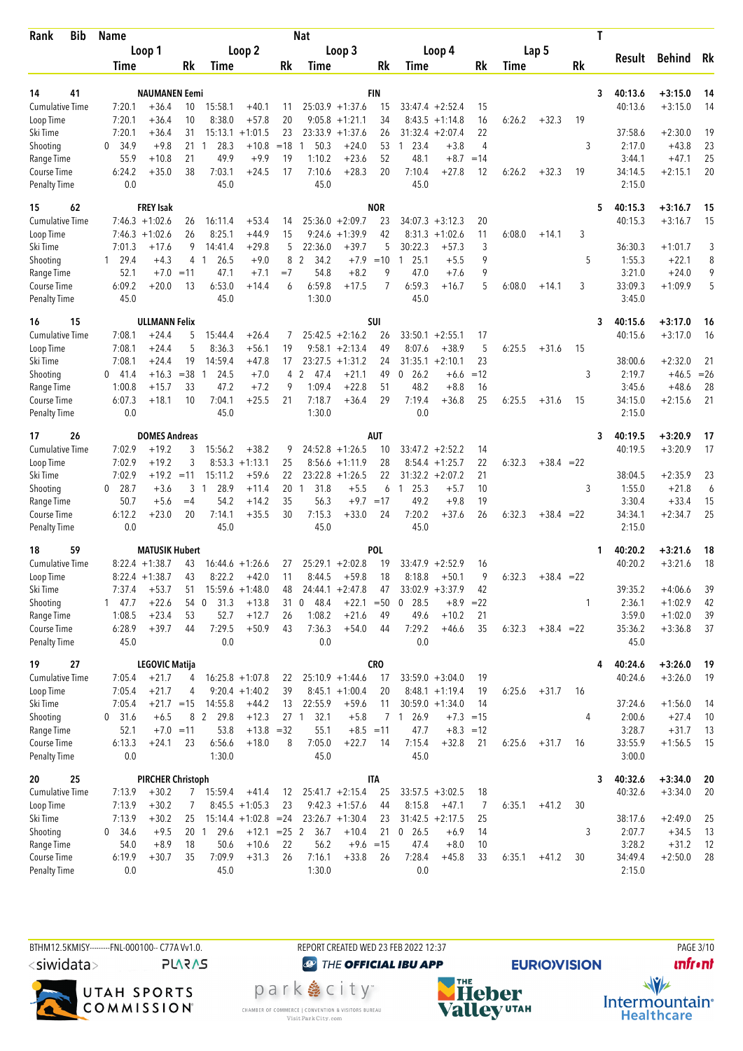| Rank | Bib | Name | | | Nat | | | | | | | | | | | T | Result | Behind | Rk |
|---|---|---|---|---|---|---|---|---|---|---|---|---|---|---|---|---|---|---|---|
| | | Loop 1 | | | Loop 2 | | | Loop 3 | | | Loop 4 | | | Lap 5 | | | | | |
| | | Time | | Rk | Time | | Rk | Time | | Rk | Time | | Rk | Time | | Rk | | | |
| 14 | 41 | NAUMANEN Eemi | | | | | | FIN | | | | | | | | 3 | 40:13.6 | +3:15.0 | 14 |
| Cumulative Time | | 7:20.1 | +36.4 | 10 | 15:58.1 | +40.1 | 11 | 25:03.9 | +1:37.6 | 15 | 33:47.4 | +2:52.4 | 15 | | | | 40:13.6 | +3:15.0 | 14 |
| Loop Time | | 7:20.1 | +36.4 | 10 | 8:38.0 | +57.8 | 20 | 9:05.8 | +1:21.1 | 34 | 8:43.5 | +1:14.8 | 16 | 6:26.2 | +32.3 | 19 | | | |
| Ski Time | | 7:20.1 | +36.4 | 31 | 15:13.1 | +1:01.5 | 23 | 23:33.9 | +1:37.6 | 26 | 31:32.4 | +2:07.4 | 22 | | | | 37:58.6 | +2:30.0 | 19 |
| Shooting | | 0 34.9 | +9.8 | 21 | 1 28.3 | +10.8 | =18 | 1 50.3 | +24.0 | 53 | 1 23.4 | +3.8 | 4 | | | 3 | 2:17.0 | +43.8 | 23 |
| Range Time | | 55.9 | +10.8 | 21 | 49.9 | +9.9 | 19 | 1:10.2 | +23.6 | 52 | 48.1 | +8.7 | =14 | | | | 3:44.1 | +47.1 | 25 |
| Course Time | | 6:24.2 | +35.0 | 38 | 7:03.1 | +24.5 | 17 | 7:10.6 | +28.3 | 20 | 7:10.4 | +27.8 | 12 | 6:26.2 | +32.3 | 19 | 34:14.5 | +2:15.1 | 20 |
| Penalty Time | | 0.0 | | | 45.0 | | | 45.0 | | | 45.0 | | | | | | 2:15.0 | | |
| 15 | 62 | FREY Isak | | | | | | NOR | | | | | | | | 5 | 40:15.3 | +3:16.7 | 15 |
| Cumulative Time | | 7:46.3 | +1:02.6 | 26 | 16:11.4 | +53.4 | 14 | 25:36.0 | +2:09.7 | 23 | 34:07.3 | +3:12.3 | 20 | | | | 40:15.3 | +3:16.7 | 15 |
| Loop Time | | 7:46.3 | +1:02.6 | 26 | 8:25.1 | +44.9 | 15 | 9:24.6 | +1:39.9 | 42 | 8:31.3 | +1:02.6 | 11 | 6:08.0 | +14.1 | 3 | | | |
| Ski Time | | 7:01.3 | +17.6 | 9 | 14:41.4 | +29.8 | 5 | 22:36.0 | +39.7 | 5 | 30:22.3 | +57.3 | 3 | | | | 36:30.3 | +1:01.7 | 3 |
| Shooting | | 1 29.4 | +4.3 | 4 | 1 26.5 | +9.0 | 8 | 2 34.2 | +7.9 | =10 | 1 25.1 | +5.5 | 9 | | | 5 | 1:55.3 | +22.1 | 8 |
| Range Time | | 52.1 | +7.0 | =11 | 47.1 | +7.1 | =7 | 54.8 | +8.2 | 9 | 47.0 | +7.6 | 9 | | | | 3:21.0 | +24.0 | 9 |
| Course Time | | 6:09.2 | +20.0 | 13 | 6:53.0 | +14.4 | 6 | 6:59.8 | +17.5 | 7 | 6:59.3 | +16.7 | 5 | 6:08.0 | +14.1 | 3 | 33:09.3 | +1:09.9 | 5 |
| Penalty Time | | 45.0 | | | 45.0 | | | 1:30.0 | | | 45.0 | | | | | | 3:45.0 | | |
| 16 | 15 | ULLMANN Felix | | | | | | SUI | | | | | | | | 3 | 40:15.6 | +3:17.0 | 16 |
| Cumulative Time | | 7:08.1 | +24.4 | 5 | 15:44.4 | +26.4 | 7 | 25:42.5 | +2:16.2 | 26 | 33:50.1 | +2:55.1 | 17 | | | | 40:15.6 | +3:17.0 | 16 |
| Loop Time | | 7:08.1 | +24.4 | 5 | 8:36.3 | +56.1 | 19 | 9:58.1 | +2:13.4 | 49 | 8:07.6 | +38.9 | 5 | 6:25.5 | +31.6 | 15 | | | |
| Ski Time | | 7:08.1 | +24.4 | 19 | 14:59.4 | +47.8 | 17 | 23:27.5 | +1:31.2 | 24 | 31:35.1 | +2:10.1 | 23 | | | | 38:00.6 | +2:32.0 | 21 |
| Shooting | | 0 41.4 | +16.3 | =38 | 1 24.5 | +7.0 | 4 | 2 47.4 | +21.1 | 49 | 0 26.2 | +6.6 | =12 | | | 3 | 2:19.7 | +46.5 | =26 |
| Range Time | | 1:00.8 | +15.7 | 33 | 47.2 | +7.2 | 9 | 1:09.4 | +22.8 | 51 | 48.2 | +8.8 | 16 | | | | 3:45.6 | +48.6 | 28 |
| Course Time | | 6:07.3 | +18.1 | 10 | 7:04.1 | +25.5 | 21 | 7:18.7 | +36.4 | 29 | 7:19.4 | +36.8 | 25 | 6:25.5 | +31.6 | 15 | 34:15.0 | +2:15.6 | 21 |
| Penalty Time | | 0.0 | | | 45.0 | | | 1:30.0 | | | 0.0 | | | | | | 2:15.0 | | |
| 17 | 26 | DOMES Andreas | | | | | | AUT | | | | | | | | 3 | 40:19.5 | +3:20.9 | 17 |
| Cumulative Time | | 7:02.9 | +19.2 | 3 | 15:56.2 | +38.2 | 9 | 24:52.8 | +1:26.5 | 10 | 33:47.2 | +2:52.2 | 14 | | | | 40:19.5 | +3:20.9 | 17 |
| Loop Time | | 7:02.9 | +19.2 | 3 | 8:53.3 | +1:13.1 | 25 | 8:56.6 | +1:11.9 | 28 | 8:54.4 | +1:25.7 | 22 | 6:32.3 | +38.4 | =22 | | | |
| Ski Time | | 7:02.9 | +19.2 | =11 | 15:11.2 | +59.6 | 22 | 23:22.8 | +1:26.5 | 22 | 31:32.2 | +2:07.2 | 21 | | | | 38:04.5 | +2:35.9 | 23 |
| Shooting | | 0 28.7 | +3.6 | 3 | 1 28.9 | +11.4 | 20 | 1 31.8 | +5.5 | 6 | 1 25.3 | +5.7 | 10 | | | 3 | 1:55.0 | +21.8 | 6 |
| Range Time | | 50.7 | +5.6 | =4 | 54.2 | +14.2 | 35 | 56.3 | +9.7 | =17 | 49.2 | +9.8 | 19 | | | | 3:30.4 | +33.4 | 15 |
| Course Time | | 6:12.2 | +23.0 | 20 | 7:14.1 | +35.5 | 30 | 7:15.3 | +33.0 | 24 | 7:20.2 | +37.6 | 26 | 6:32.3 | +38.4 | =22 | 34:34.1 | +2:34.7 | 25 |
| Penalty Time | | 0.0 | | | 45.0 | | | 45.0 | | | 45.0 | | | | | | 2:15.0 | | |
| 18 | 59 | MATUSIK Hubert | | | | | | POL | | | | | | | | 1 | 40:20.2 | +3:21.6 | 18 |
| Cumulative Time | | 8:22.4 | +1:38.7 | 43 | 16:44.6 | +1:26.6 | 27 | 25:29.1 | +2:02.8 | 19 | 33:47.9 | +2:52.9 | 16 | | | | 40:20.2 | +3:21.6 | 18 |
| Loop Time | | 8:22.4 | +1:38.7 | 43 | 8:22.2 | +42.0 | 11 | 8:44.5 | +59.8 | 18 | 8:18.8 | +50.1 | 9 | 6:32.3 | +38.4 | =22 | | | |
| Ski Time | | 7:37.4 | +53.7 | 51 | 15:59.6 | +1:48.0 | 48 | 24:44.1 | +2:47.8 | 47 | 33:02.9 | +3:37.9 | 42 | | | | 39:35.2 | +4:06.6 | 39 |
| Shooting | | 1 47.7 | +22.6 | 54 | 0 31.3 | +13.8 | 31 | 0 48.4 | +22.1 | =50 | 0 28.5 | +8.9 | =22 | | | 1 | 2:36.1 | +1:02.9 | 42 |
| Range Time | | 1:08.5 | +23.4 | 53 | 52.7 | +12.7 | 26 | 1:08.2 | +21.6 | 49 | 49.6 | +10.2 | 21 | | | | 3:59.0 | +1:02.0 | 39 |
| Course Time | | 6:28.9 | +39.7 | 44 | 7:29.5 | +50.9 | 43 | 7:36.3 | +54.0 | 44 | 7:29.2 | +46.6 | 35 | 6:32.3 | +38.4 | =22 | 35:36.2 | +3:36.8 | 37 |
| Penalty Time | | 45.0 | | | 0.0 | | | 0.0 | | | 0.0 | | | | | | 45.0 | | |
| 19 | 27 | LEGOVIC Matija | | | | | | CRO | | | | | | | | 4 | 40:24.6 | +3:26.0 | 19 |
| Cumulative Time | | 7:05.4 | +21.7 | 4 | 16:25.8 | +1:07.8 | 22 | 25:10.9 | +1:44.6 | 17 | 33:59.0 | +3:04.0 | 19 | | | | 40:24.6 | +3:26.0 | 19 |
| Loop Time | | 7:05.4 | +21.7 | 4 | 9:20.4 | +1:40.2 | 39 | 8:45.1 | +1:00.4 | 20 | 8:48.1 | +1:19.4 | 19 | 6:25.6 | +31.7 | 16 | | | |
| Ski Time | | 7:05.4 | +21.7 | =15 | 14:55.8 | +44.2 | 13 | 22:55.9 | +59.6 | 11 | 30:59.0 | +1:34.0 | 14 | | | | 37:24.6 | +1:56.0 | 14 |
| Shooting | | 0 31.6 | +6.5 | 8 | 2 29.8 | +12.3 | 27 | 1 32.1 | +5.8 | 7 | 1 26.9 | +7.3 | =15 | | | 4 | 2:00.6 | +27.4 | 10 |
| Range Time | | 52.1 | +7.0 | =11 | 53.8 | +13.8 | =32 | 55.1 | +8.5 | =11 | 47.7 | +8.3 | =12 | | | | 3:28.7 | +31.7 | 13 |
| Course Time | | 6:13.3 | +24.1 | 23 | 6:56.6 | +18.0 | 8 | 7:05.0 | +22.7 | 14 | 7:15.4 | +32.8 | 21 | 6:25.6 | +31.7 | 16 | 33:55.9 | +1:56.5 | 15 |
| Penalty Time | | 0.0 | | | 1:30.0 | | | 45.0 | | | 45.0 | | | | | | 3:00.0 | | |
| 20 | 25 | PIRCHER Christoph | | | | | | ITA | | | | | | | | 3 | 40:32.6 | +3:34.0 | 20 |
| Cumulative Time | | 7:13.9 | +30.2 | 7 | 15:59.4 | +41.4 | 12 | 25:41.7 | +2:15.4 | 25 | 33:57.5 | +3:02.5 | 18 | | | | 40:32.6 | +3:34.0 | 20 |
| Loop Time | | 7:13.9 | +30.2 | 7 | 8:45.5 | +1:05.3 | 23 | 9:42.3 | +1:57.6 | 44 | 8:15.8 | +47.1 | 7 | 6:35.1 | +41.2 | 30 | | | |
| Ski Time | | 7:13.9 | +30.2 | 25 | 15:14.4 | +1:02.8 | =24 | 23:26.7 | +1:30.4 | 23 | 31:42.5 | +2:17.5 | 25 | | | | 38:17.6 | +2:49.0 | 25 |
| Shooting | | 0 34.6 | +9.5 | 20 | 1 29.6 | +12.1 | =25 | 2 36.7 | +10.4 | 21 | 0 26.5 | +6.9 | 14 | | | 3 | 2:07.7 | +34.5 | 13 |
| Range Time | | 54.0 | +8.9 | 18 | 50.6 | +10.6 | 22 | 56.2 | +9.6 | =15 | 47.4 | +8.0 | 10 | | | | 3:28.2 | +31.2 | 12 |
| Course Time | | 6:19.9 | +30.7 | 35 | 7:09.9 | +31.3 | 26 | 7:16.1 | +33.8 | 26 | 7:28.4 | +45.8 | 33 | 6:35.1 | +41.2 | 30 | 34:49.4 | +2:50.0 | 28 |
| Penalty Time | | 0.0 | | | 45.0 | | | 1:30.0 | | | 0.0 | | | | | | 2:15.0 | | |

BTHM12.5KMISY---------FNL-000100-- C77A Vv1.0. REPORT CREATED WED 23 FEB 2022 12:37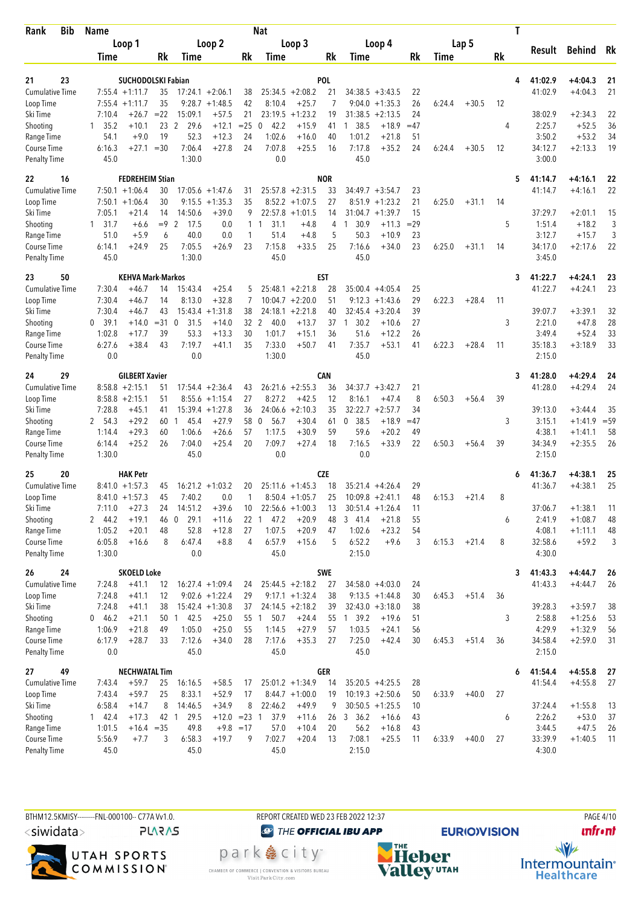| Rank | Bib | Name | | | | | Nat | | | | | | | | T | Result | Behind | Rk |
|---|---|---|---|---|---|---|---|---|---|---|---|---|---|---|---|---|---|---|
| | | Loop 1 | | | Loop 2 | | Loop 3 | | | Loop 4 | | | Lap 5 | | | | | |
| | | Time | | Rk | Time | Rk | Time | | Rk | Time | | Rk | Time | Rk | | | | |
| 21 | 23 | SUCHODOLSKI Fabian | | | | | POL | | | | | | | | 4 | 41:02.9 | +4:04.3 | 21 |
| Cumulative Time | | 7:55.4 | +1:11.7 | 35 | 17:24.1 +2:06.1 | 38 | 25:34.5 | +2:08.2 | 21 | 34:38.5 | +3:43.5 | 22 | | | | 41:02.9 | +4:04.3 | 21 |
| Loop Time | | 7:55.4 | +1:11.7 | 35 | 9:28.7 +1:48.5 | 42 | 8:10.4 | +25.7 | 7 | 9:04.0 | +1:35.3 | 26 | 6:24.4 +30.5 | 12 | | | | |
| Ski Time | | 7:10.4 | +26.7 | =22 | 15:09.1 +57.5 | 21 | 23:19.5 | +1:23.2 | 19 | 31:38.5 | +2:13.5 | 24 | | | | 38:02.9 | +2:34.3 | 22 |
| Shooting | | 1 35.2 | +10.1 | 23 | 2 29.6 +12.1 | =25 | 0 42.2 | +15.9 | 41 | 1 38.5 | +18.9 | =47 | | | 4 | 2:25.7 | +52.5 | 36 |
| Range Time | | 54.1 | +9.0 | 19 | 52.3 +12.3 | 24 | 1:02.6 | +16.0 | 40 | 1:01.2 | +21.8 | 51 | | | | 3:50.2 | +53.2 | 34 |
| Course Time | | 6:16.3 | +27.1 | =30 | 7:06.4 +27.8 | 24 | 7:07.8 | +25.5 | 16 | 7:17.8 | +35.2 | 24 | 6:24.4 +30.5 | 12 | | 34:12.7 | +2:13.3 | 19 |
| Penalty Time | | 45.0 | | | 1:30.0 | | 0.0 | | | 45.0 | | | | | | 3:00.0 | | |
| 22 | 16 | FEDREHEIM Stian | | | | | NOR | | | | | | | | 5 | 41:14.7 | +4:16.1 | 22 |
| Cumulative Time | | 7:50.1 | +1:06.4 | 30 | 17:05.6 +1:47.6 | 31 | 25:57.8 | +2:31.5 | 33 | 34:49.7 | +3:54.7 | 23 | | | | 41:14.7 | +4:16.1 | 22 |
| Loop Time | | 7:50.1 | +1:06.4 | 30 | 9:15.5 +1:35.3 | 35 | 8:52.2 | +1:07.5 | 27 | 8:51.9 | +1:23.2 | 21 | 6:25.0 +31.1 | 14 | | | | |
| Ski Time | | 7:05.1 | +21.4 | 14 | 14:50.6 +39.0 | 9 | 22:57.8 | +1:01.5 | 14 | 31:04.7 | +1:39.7 | 15 | | | | 37:29.7 | +2:01.1 | 15 |
| Shooting | | 1 31.7 | +6.6 | =9 | 2 17.5 0.0 | 1 | 1 31.1 | +4.8 | 4 | 1 30.9 | +11.3 | =29 | | | 5 | 1:51.4 | +18.2 | 3 |
| Range Time | | 51.0 | +5.9 | 6 | 40.0 0.0 | 1 | 51.4 | +4.8 | 5 | 50.3 | +10.9 | 23 | | | | 3:12.7 | +15.7 | 3 |
| Course Time | | 6:14.1 | +24.9 | 25 | 7:05.5 +26.9 | 23 | 7:15.8 | +33.5 | 25 | 7:16.6 | +34.0 | 23 | 6:25.0 +31.1 | 14 | | 34:17.0 | +2:17.6 | 22 |
| Penalty Time | | 45.0 | | | 1:30.0 | | 45.0 | | | 45.0 | | | | | | 3:45.0 | | |
| 23 | 50 | KEHVA Mark-Markos | | | | | EST | | | | | | | | 3 | 41:22.7 | +4:24.1 | 23 |
| Cumulative Time | | 7:30.4 | +46.7 | 14 | 15:43.4 +25.4 | 5 | 25:48.1 | +2:21.8 | 28 | 35:00.4 | +4:05.4 | 25 | | | | 41:22.7 | +4:24.1 | 23 |
| Loop Time | | 7:30.4 | +46.7 | 14 | 8:13.0 +32.8 | 7 | 10:04.7 | +2:20.0 | 51 | 9:12.3 | +1:43.6 | 29 | 6:22.3 +28.4 | 11 | | | | |
| Ski Time | | 7:30.4 | +46.7 | 43 | 15:43.4 +1:31.8 | 38 | 24:18.1 | +2:21.8 | 40 | 32:45.4 | +3:20.4 | 39 | | | | 39:07.7 | +3:39.1 | 32 |
| Shooting | | 0 39.1 | +14.0 | =31 | 0 31.5 +14.0 | 32 | 2 40.0 | +13.7 | 37 | 1 30.2 | +10.6 | 27 | | | 3 | 2:21.0 | +47.8 | 28 |
| Range Time | | 1:02.8 | +17.7 | 39 | 53.3 +13.3 | 30 | 1:01.7 | +15.1 | 36 | 51.6 | +12.2 | 26 | | | | 3:49.4 | +52.4 | 33 |
| Course Time | | 6:27.6 | +38.4 | 43 | 7:19.7 +41.1 | 35 | 7:33.0 | +50.7 | 41 | 7:35.7 | +53.1 | 41 | 6:22.3 +28.4 | 11 | | 35:18.3 | +3:18.9 | 33 |
| Penalty Time | | 0.0 | | | 0.0 | | 1:30.0 | | | 45.0 | | | | | | 2:15.0 | | |
| 24 | 29 | GILBERT Xavier | | | | | CAN | | | | | | | | 3 | 41:28.0 | +4:29.4 | 24 |
| Cumulative Time | | 8:58.8 | +2:15.1 | 51 | 17:54.4 +2:36.4 | 43 | 26:21.6 | +2:55.3 | 36 | 34:37.7 | +3:42.7 | 21 | | | | 41:28.0 | +4:29.4 | 24 |
| Loop Time | | 8:58.8 | +2:15.1 | 51 | 8:55.6 +1:15.4 | 27 | 8:27.2 | +42.5 | 12 | 8:16.1 | +47.4 | 8 | 6:50.3 +56.4 | 39 | | | | |
| Ski Time | | 7:28.8 | +45.1 | 41 | 15:39.4 +1:27.8 | 36 | 24:06.6 | +2:10.3 | 35 | 32:22.7 | +2:57.7 | 34 | | | | 39:13.0 | +3:44.4 | 35 |
| Shooting | | 2 54.3 | +29.2 | 60 | 1 45.4 +27.9 | 58 | 0 56.7 | +30.4 | 61 | 0 38.5 | +18.9 | =47 | | | 3 | 3:15.1 | +1:41.9 | =59 |
| Range Time | | 1:14.4 | +29.3 | 60 | 1:06.6 +26.6 | 57 | 1:17.5 | +30.9 | 59 | 59.6 | +20.2 | 49 | | | | 4:38.1 | +1:41.1 | 58 |
| Course Time | | 6:14.4 | +25.2 | 26 | 7:04.0 +25.4 | 20 | 7:09.7 | +27.4 | 18 | 7:16.5 | +33.9 | 22 | 6:50.3 +56.4 | 39 | | 34:34.9 | +2:35.5 | 26 |
| Penalty Time | | 1:30.0 | | | 45.0 | | 0.0 | | | 0.0 | | | | | | 2:15.0 | | |
| 25 | 20 | HAK Petr | | | | | CZE | | | | | | | | 6 | 41:36.7 | +4:38.1 | 25 |
| Cumulative Time | | 8:41.0 | +1:57.3 | 45 | 16:21.2 +1:03.2 | 20 | 25:11.6 | +1:45.3 | 18 | 35:21.4 | +4:26.4 | 29 | | | | 41:36.7 | +4:38.1 | 25 |
| Loop Time | | 8:41.0 | +1:57.3 | 45 | 7:40.2 0.0 | 1 | 8:50.4 | +1:05.7 | 25 | 10:09.8 | +2:41.1 | 48 | 6:15.3 +21.4 | 8 | | | | |
| Ski Time | | 7:11.0 | +27.3 | 24 | 14:51.2 +39.6 | 10 | 22:56.6 | +1:00.3 | 13 | 30:51.4 | +1:26.4 | 11 | | | | 37:06.7 | +1:38.1 | 11 |
| Shooting | | 2 44.2 | +19.1 | 46 | 0 29.1 +11.6 | 22 | 1 47.2 | +20.9 | 48 | 3 41.4 | +21.8 | 55 | | | 6 | 2:41.9 | +1:08.7 | 48 |
| Range Time | | 1:05.2 | +20.1 | 48 | 52.8 +12.8 | 27 | 1:07.5 | +20.9 | 47 | 1:02.6 | +23.2 | 54 | | | | 4:08.1 | +1:11.1 | 48 |
| Course Time | | 6:05.8 | +16.6 | 8 | 6:47.4 +8.8 | 4 | 6:57.9 | +15.6 | 5 | 6:52.2 | +9.6 | 3 | 6:15.3 +21.4 | 8 | | 32:58.6 | +59.2 | 3 |
| Penalty Time | | 1:30.0 | | | 0.0 | | 45.0 | | | 2:15.0 | | | | | | 4:30.0 | | |
| 26 | 24 | SKOELD Loke | | | | | SWE | | | | | | | | 3 | 41:43.3 | +4:44.7 | 26 |
| Cumulative Time | | 7:24.8 | +41.1 | 12 | 16:27.4 +1:09.4 | 24 | 25:44.5 | +2:18.2 | 27 | 34:58.0 | +4:03.0 | 24 | | | | 41:43.3 | +4:44.7 | 26 |
| Loop Time | | 7:24.8 | +41.1 | 12 | 9:02.6 +1:22.4 | 29 | 9:17.1 | +1:32.4 | 38 | 9:13.5 | +1:44.8 | 30 | 6:45.3 +51.4 | 36 | | | | |
| Ski Time | | 7:24.8 | +41.1 | 38 | 15:42.4 +1:30.8 | 37 | 24:14.5 | +2:18.2 | 39 | 32:43.0 | +3:18.0 | 38 | | | | 39:28.3 | +3:59.7 | 38 |
| Shooting | | 0 46.2 | +21.1 | 50 | 1 42.5 +25.0 | 55 | 1 50.7 | +24.4 | 55 | 1 39.2 | +19.6 | 51 | | | 3 | 2:58.8 | +1:25.6 | 53 |
| Range Time | | 1:06.9 | +21.8 | 49 | 1:05.0 +25.0 | 55 | 1:14.5 | +27.9 | 57 | 1:03.5 | +24.1 | 56 | | | | 4:29.9 | +1:32.9 | 56 |
| Course Time | | 6:17.9 | +28.7 | 33 | 7:12.6 +34.0 | 28 | 7:17.6 | +35.3 | 27 | 7:25.0 | +42.4 | 30 | 6:45.3 +51.4 | 36 | | 34:58.4 | +2:59.0 | 31 |
| Penalty Time | | 0.0 | | | 45.0 | | 45.0 | | | 45.0 | | | | | | 2:15.0 | | |
| 27 | 49 | NECHWATAL Tim | | | | | GER | | | | | | | | 6 | 41:54.4 | +4:55.8 | 27 |
| Cumulative Time | | 7:43.4 | +59.7 | 25 | 16:16.5 +58.5 | 17 | 25:01.2 | +1:34.9 | 14 | 35:20.5 | +4:25.5 | 28 | | | | 41:54.4 | +4:55.8 | 27 |
| Loop Time | | 7:43.4 | +59.7 | 25 | 8:33.1 +52.9 | 17 | 8:44.7 | +1:00.0 | 19 | 10:19.3 | +2:50.6 | 50 | 6:33.9 +40.0 | 27 | | | | |
| Ski Time | | 6:58.4 | +14.7 | 8 | 14:46.5 +34.9 | 8 | 22:46.2 | +49.9 | 9 | 30:50.5 | +1:25.5 | 10 | | | | 37:24.4 | +1:55.8 | 13 |
| Shooting | | 1 42.4 | +17.3 | 42 | 1 29.5 +12.0 | =23 | 1 37.9 | +11.6 | 26 | 3 36.2 | +16.6 | 43 | | | 6 | 2:26.2 | +53.0 | 37 |
| Range Time | | 1:01.5 | +16.4 | =35 | 49.8 +9.8 | =17 | 57.0 | +10.4 | 20 | 56.2 | +16.8 | 43 | | | | 3:44.5 | +47.5 | 26 |
| Course Time | | 5:56.9 | +7.7 | 3 | 6:58.3 +19.7 | 9 | 7:02.7 | +20.4 | 13 | 7:08.1 | +25.5 | 11 | 6:33.9 +40.0 | 27 | | 33:39.9 | +1:40.5 | 11 |
| Penalty Time | | 45.0 | | | 45.0 | | 45.0 | | | 2:15.0 | | | | | | 4:30.0 | | |

BTHM12.5KMISY---------FNL-000100-- C77A Vv1.0. REPORT CREATED WED 23 FEB 2022 12:37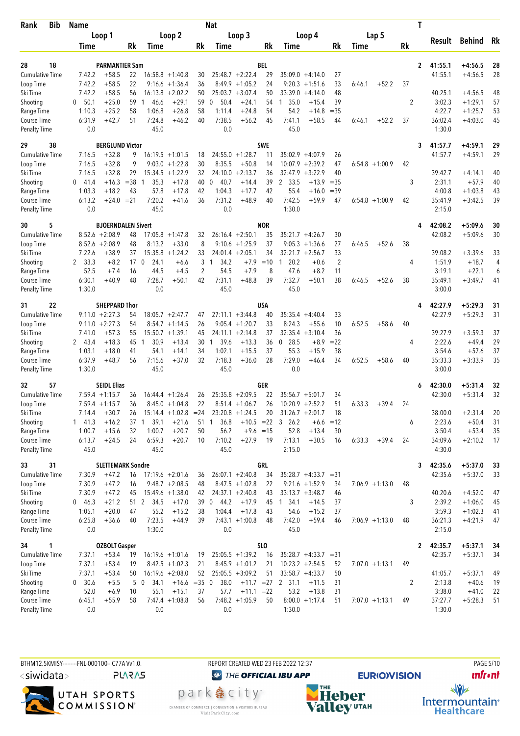| Rank | Bib | Name | | | | | Nat | | | | | | | | T | | | |
|---|---|---|---|---|---|---|---|---|---|---|---|---|---|---|---|---|---|---|
| | | Loop 1 | | | Loop 2 | | | Loop 3 | | | Loop 4 | | | Lap 5 | | | Result | Behind | Rk |
| | | Time | | Rk | Time | | Rk | Time | | Rk | Time | | Rk | Time | | Rk | | | |
| 28 | 18 | PARMANTIER Sam | | | | | BEL | | | | | | | | 2 | | 41:55.1 | +4:56.5 | 28 |
| Cumulative Time | | 7:42.2 | +58.5 | 22 | 16:58.8 | +1:40.8 | 30 | 25:48.7 | +2:22.4 | 29 | 35:09.0 | +4:14.0 | 27 | | | | 41:55.1 | +4:56.5 | 28 |
| Loop Time | | 7:42.2 | +58.5 | 22 | 9:16.6 | +1:36.4 | 36 | 8:49.9 | +1:05.2 | 24 | 9:20.3 | +1:51.6 | 33 | 6:46.1 | +52.2 | 37 | | | |
| Ski Time | | 7:42.2 | +58.5 | 56 | 16:13.8 | +2:02.2 | 50 | 25:03.7 | +3:07.4 | 50 | 33:39.0 | +4:14.0 | 48 | | | | 40:25.1 | +4:56.5 | 48 |
| Shooting | | 0 50.1 | +25.0 | 59 | 1 46.6 | +29.1 | 59 | 0 50.4 | +24.1 | 54 | 1 35.0 | +15.4 | 39 | | | 2 | 3:02.3 | +1:29.1 | 57 |
| Range Time | | 1:10.3 | +25.2 | 58 | 1:06.8 | +26.8 | 58 | 1:11.4 | +24.8 | 54 | 54.2 | +14.8 | =35 | | | | 4:22.7 | +1:25.7 | 53 |
| Course Time | | 6:31.9 | +42.7 | 51 | 7:24.8 | +46.2 | 40 | 7:38.5 | +56.2 | 45 | 7:41.1 | +58.5 | 44 | 6:46.1 | +52.2 | 37 | 36:02.4 | +4:03.0 | 45 |
| Penalty Time | | 0.0 | | | 45.0 | | | 0.0 | | | 45.0 | | | | | | 1:30.0 | | |
| 29 | 38 | BERGLUND Victor | | | | | SWE | | | | | | | | 3 | | 41:57.7 | +4:59.1 | 29 |
| Cumulative Time | | 7:16.5 | +32.8 | 9 | 16:19.5 | +1:01.5 | 18 | 24:55.0 | +1:28.7 | 11 | 35:02.9 | +4:07.9 | 26 | | | | 41:57.7 | +4:59.1 | 29 |
| Loop Time | | 7:16.5 | +32.8 | 9 | 9:03.0 | +1:22.8 | 30 | 8:35.5 | +50.8 | 14 | 10:07.9 | +2:39.2 | 47 | 6:54.8 | +1:00.9 | 42 | | | |
| Ski Time | | 7:16.5 | +32.8 | 29 | 15:34.5 | +1:22.9 | 32 | 24:10.0 | +2:13.7 | 36 | 32:47.9 | +3:22.9 | 40 | | | | 39:42.7 | +4:14.1 | 40 |
| Shooting | | 0 41.4 | +16.3 | =38 | 1 35.3 | +17.8 | 40 | 0 40.7 | +14.4 | 39 | 2 33.5 | +13.9 | =35 | | | 3 | 2:31.1 | +57.9 | 40 |
| Range Time | | 1:03.3 | +18.2 | 43 | 57.8 | +17.8 | 42 | 1:04.3 | +17.7 | 42 | 55.4 | +16.0 | =39 | | | | 4:00.8 | +1:03.8 | 43 |
| Course Time | | 6:13.2 | +24.0 | =21 | 7:20.2 | +41.6 | 36 | 7:31.2 | +48.9 | 40 | 7:42.5 | +59.9 | 47 | 6:54.8 | +1:00.9 | 42 | 35:41.9 | +3:42.5 | 39 |
| Penalty Time | | 0.0 | | | 45.0 | | | 0.0 | | | 1:30.0 | | | | | | 2:15.0 | | |
| 30 | 5 | BJOERNDALEN Sivert | | | | | NOR | | | | | | | | 4 | | 42:08.2 | +5:09.6 | 30 |
| Cumulative Time | | 8:52.6 | +2:08.9 | 48 | 17:05.8 | +1:47.8 | 32 | 26:16.4 | +2:50.1 | 35 | 35:21.7 | +4:26.7 | 30 | | | | 42:08.2 | +5:09.6 | 30 |
| Loop Time | | 8:52.6 | +2:08.9 | 48 | 8:13.2 | +33.0 | 8 | 9:10.6 | +1:25.9 | 37 | 9:05.3 | +1:36.6 | 27 | 6:46.5 | +52.6 | 38 | | | |
| Ski Time | | 7:22.6 | +38.9 | 37 | 15:35.8 | +1:24.2 | 33 | 24:01.4 | +2:05.1 | 34 | 32:21.7 | +2:56.7 | 33 | | | | 39:08.2 | +3:39.6 | 33 |
| Shooting | | 2 33.3 | +8.2 | 17 | 0 24.1 | +6.6 | 3 | 1 34.2 | +7.9 | =10 | 1 20.2 | +0.6 | 2 | | | 4 | 1:51.9 | +18.7 | 4 |
| Range Time | | 52.5 | +7.4 | 16 | 44.5 | +4.5 | 2 | 54.5 | +7.9 | 8 | 47.6 | +8.2 | 11 | | | | 3:19.1 | +22.1 | 6 |
| Course Time | | 6:30.1 | +40.9 | 48 | 7:28.7 | +50.1 | 42 | 7:31.1 | +48.8 | 39 | 7:32.7 | +50.1 | 38 | 6:46.5 | +52.6 | 38 | 35:49.1 | +3:49.7 | 41 |
| Penalty Time | | 1:30.0 | | | 0.0 | | | 45.0 | | | 45.0 | | | | | | 3:00.0 | | |
| 31 | 22 | SHEPPARD Thor | | | | | USA | | | | | | | | 4 | | 42:27.9 | +5:29.3 | 31 |
| Cumulative Time | | 9:11.0 | +2:27.3 | 54 | 18:05.7 | +2:47.7 | 47 | 27:11.1 | +3:44.8 | 40 | 35:35.4 | +4:40.4 | 33 | | | | 42:27.9 | +5:29.3 | 31 |
| Loop Time | | 9:11.0 | +2:27.3 | 54 | 8:54.7 | +1:14.5 | 26 | 9:05.4 | +1:20.7 | 33 | 8:24.3 | +55.6 | 10 | 6:52.5 | +58.6 | 40 | | | |
| Ski Time | | 7:41.0 | +57.3 | 55 | 15:50.7 | +1:39.1 | 45 | 24:11.1 | +2:14.8 | 37 | 32:35.4 | +3:10.4 | 36 | | | | 39:27.9 | +3:59.3 | 37 |
| Shooting | | 2 43.4 | +18.3 | 45 | 1 30.9 | +13.4 | 30 | 1 39.6 | +13.3 | 36 | 0 28.5 | +8.9 | =22 | | | 4 | 2:22.6 | +49.4 | 29 |
| Range Time | | 1:03.1 | +18.0 | 41 | 54.1 | +14.1 | 34 | 1:02.1 | +15.5 | 37 | 55.3 | +15.9 | 38 | | | | 3:54.6 | +57.6 | 37 |
| Course Time | | 6:37.9 | +48.7 | 56 | 7:15.6 | +37.0 | 32 | 7:18.3 | +36.0 | 28 | 7:29.0 | +46.4 | 34 | 6:52.5 | +58.6 | 40 | 35:33.3 | +3:33.9 | 35 |
| Penalty Time | | 1:30.0 | | | 45.0 | | | 45.0 | | | 0.0 | | | | | | 3:00.0 | | |
| 32 | 57 | SEIDL Elias | | | | | GER | | | | | | | | 6 | | 42:30.0 | +5:31.4 | 32 |
| Cumulative Time | | 7:59.4 | +1:15.7 | 36 | 16:44.4 | +1:26.4 | 26 | 25:35.8 | +2:09.5 | 22 | 35:56.7 | +5:01.7 | 34 | | | | 42:30.0 | +5:31.4 | 32 |
| Loop Time | | 7:59.4 | +1:15.7 | 36 | 8:45.0 | +1:04.8 | 22 | 8:51.4 | +1:06.7 | 26 | 10:20.9 | +2:52.2 | 51 | 6:33.3 | +39.4 | 24 | | | |
| Ski Time | | 7:14.4 | +30.7 | 26 | 15:14.4 | +1:02.8 | =24 | 23:20.8 | +1:24.5 | 20 | 31:26.7 | +2:01.7 | 18 | | | | 38:00.0 | +2:31.4 | 20 |
| Shooting | | 1 41.3 | +16.2 | 37 | 1 39.1 | +21.6 | 51 | 1 36.8 | +10.5 | =22 | 3 26.2 | +6.6 | =12 | | | 6 | 2:23.6 | +50.4 | 31 |
| Range Time | | 1:00.7 | +15.6 | 32 | 1:00.7 | +20.7 | 50 | 56.2 | +9.6 | =15 | 52.8 | +13.4 | 30 | | | | 3:50.4 | +53.4 | 35 |
| Course Time | | 6:13.7 | +24.5 | 24 | 6:59.3 | +20.7 | 10 | 7:10.2 | +27.9 | 19 | 7:13.1 | +30.5 | 16 | 6:33.3 | +39.4 | 24 | 34:09.6 | +2:10.2 | 17 |
| Penalty Time | | 45.0 | | | 45.0 | | | 45.0 | | | 2:15.0 | | | | | | 4:30.0 | | |
| 33 | 31 | SLETTEMARK Sondre | | | | | GRL | | | | | | | | 3 | | 42:35.6 | +5:37.0 | 33 |
| Cumulative Time | | 7:30.9 | +47.2 | 16 | 17:19.6 | +2:01.6 | 36 | 26:07.1 | +2:40.8 | 34 | 35:28.7 | +4:33.7 | =31 | | | | 42:35.6 | +5:37.0 | 33 |
| Loop Time | | 7:30.9 | +47.2 | 16 | 9:48.7 | +2:08.5 | 48 | 8:47.5 | +1:02.8 | 22 | 9:21.6 | +1:52.9 | 34 | 7:06.9 | +1:13.0 | 48 | | | |
| Ski Time | | 7:30.9 | +47.2 | 45 | 15:49.6 | +1:38.0 | 42 | 24:37.1 | +2:40.8 | 43 | 33:13.7 | +3:48.7 | 46 | | | | 40:20.6 | +4:52.0 | 47 |
| Shooting | | 0 46.3 | +21.2 | 51 | 2 34.5 | +17.0 | 39 | 0 44.2 | +17.9 | 45 | 1 34.1 | +14.5 | 37 | | | 3 | 2:39.2 | +1:06.0 | 45 |
| Range Time | | 1:05.1 | +20.0 | 47 | 55.2 | +15.2 | 38 | 1:04.4 | +17.8 | 43 | 54.6 | +15.2 | 37 | | | | 3:59.3 | +1:02.3 | 41 |
| Course Time | | 6:25.8 | +36.6 | 40 | 7:23.5 | +44.9 | 39 | 7:43.1 | +1:00.8 | 48 | 7:42.0 | +59.4 | 46 | 7:06.9 | +1:13.0 | 48 | 36:21.3 | +4:21.9 | 47 |
| Penalty Time | | 0.0 | | | 1:30.0 | | | 0.0 | | | 45.0 | | | | | | 2:15.0 | | |
| 34 | 1 | OZBOLT Gasper | | | | | SLO | | | | | | | | 2 | | 42:35.7 | +5:37.1 | 34 |
| Cumulative Time | | 7:37.1 | +53.4 | 19 | 16:19.6 | +1:01.6 | 19 | 25:05.5 | +1:39.2 | 16 | 35:28.7 | +4:33.7 | =31 | | | | 42:35.7 | +5:37.1 | 34 |
| Loop Time | | 7:37.1 | +53.4 | 19 | 8:42.5 | +1:02.3 | 21 | 8:45.9 | +1:01.2 | 21 | 10:23.2 | +2:54.5 | 52 | 7:07.0 | +1:13.1 | 49 | | | |
| Ski Time | | 7:37.1 | +53.4 | 50 | 16:19.6 | +2:08.0 | 52 | 25:05.5 | +3:09.2 | 51 | 33:58.7 | +4:33.7 | 50 | | | | 41:05.7 | +5:37.1 | 49 |
| Shooting | | 0 30.6 | +5.5 | 5 | 0 34.1 | +16.6 | =35 | 0 38.0 | +11.7 | =27 | 2 31.1 | +11.5 | 31 | | | 2 | 2:13.8 | +40.6 | 19 |
| Range Time | | 52.0 | +6.9 | 10 | 55.1 | +15.1 | 37 | 57.7 | +11.1 | =22 | 53.2 | +13.8 | 31 | | | | 3:38.0 | +41.0 | 22 |
| Course Time | | 6:45.1 | +55.9 | 58 | 7:47.4 | +1:08.8 | 56 | 7:48.2 | +1:05.9 | 50 | 8:00.0 | +1:17.4 | 51 | 7:07.0 | +1:13.1 | 49 | 37:27.7 | +5:28.3 | 51 |
| Penalty Time | | 0.0 | | | 0.0 | | | 0.0 | | | 1:30.0 | | | | | | 1:30.0 | | |

BTHM12.5KMISY---------FNL-000100-- C77A Vv1.0. REPORT CREATED WED 23 FEB 2022 12:37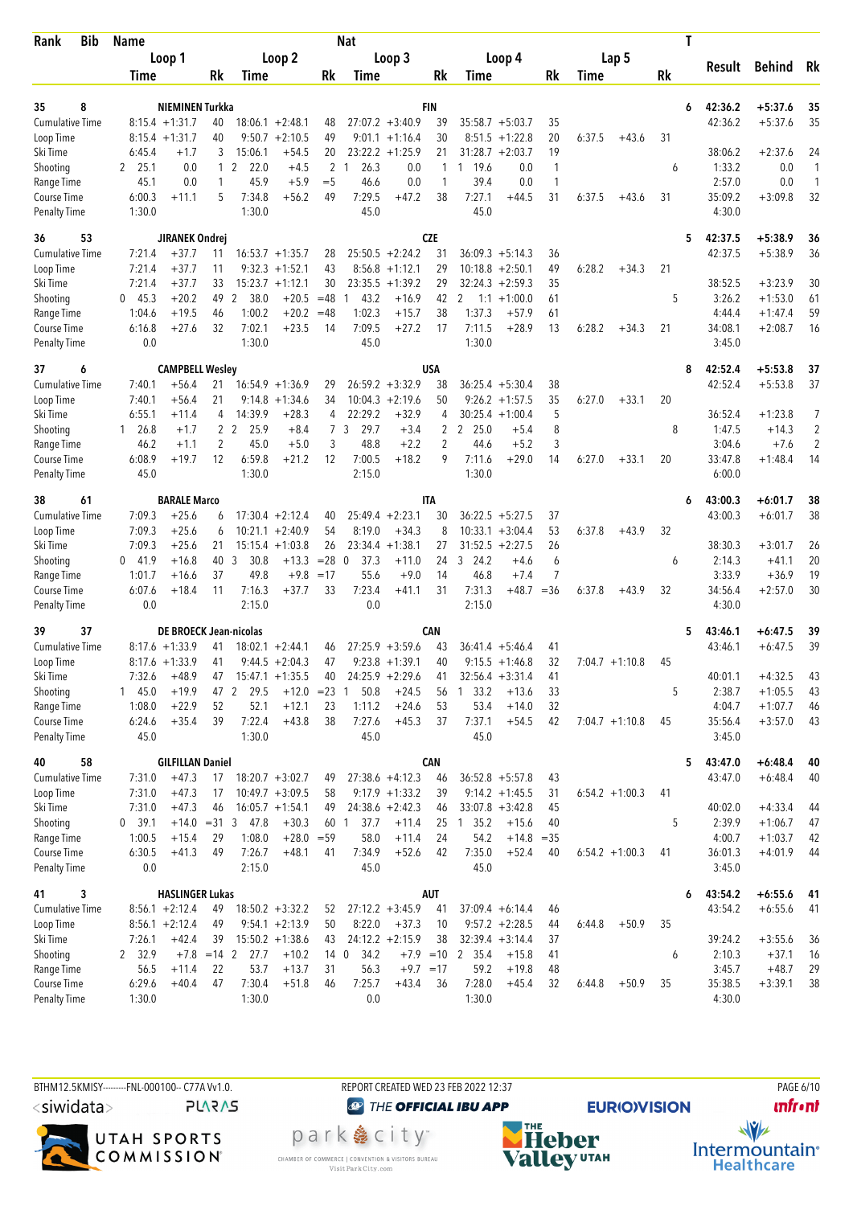| Rank | Bib | Name | | | Nat | | | | | | | T | Result | Behind | Rk |
|---|---|---|---|---|---|---|---|---|---|---|---|---|---|---|---|
| | | Loop 1 | | Loop 2 | | Loop 3 | | Loop 4 | | Lap 5 | | | | | |
| | | Time | Rk | Time | Rk | Time | Rk | Time | Rk | Time | Rk | | | | |
| 35 | 8 | NIEMINEN Turkka | | | FIN | | | | | | | 6 | 42:36.2 | +5:37.6 | 35 |
| Cumulative Time | | 8:15.4 +1:31.7 | 40 | 18:06.1 +2:48.1 | 48 | 27:07.2 +3:40.9 | 39 | 35:58.7 +5:03.7 | 35 | | | | 42:36.2 | +5:37.6 | 35 |
| Loop Time | | 8:15.4 +1:31.7 | 40 | 9:50.7 +2:10.5 | 49 | 9:01.1 +1:16.4 | 30 | 8:51.5 +1:22.8 | 20 | 6:37.5 +43.6 | 31 | | | | |
| Ski Time | | 6:45.4 +1.7 | 3 | 15:06.1 +54.5 | 20 | 23:22.2 +1:25.9 | 21 | 31:28.7 +2:03.7 | 19 | | | | 38:06.2 | +2:37.6 | 24 |
| Shooting | | 2 25.1 0.0 | 1 | 2 22.0 +4.5 | 2 | 1 26.3 0.0 | 1 | 1 19.6 0.0 | 1 | | | 6 | 1:33.2 | 0.0 | 1 |
| Range Time | | 45.1 0.0 | 1 | 45.9 +5.9 | =5 | 46.6 0.0 | 1 | 39.4 0.0 | 1 | | | | 2:57.0 | 0.0 | 1 |
| Course Time | | 6:00.3 +11.1 | 5 | 7:34.8 +56.2 | 49 | 7:29.5 +47.2 | 38 | 7:27.1 +44.5 | 31 | 6:37.5 +43.6 | 31 | | 35:09.2 | +3:09.8 | 32 |
| Penalty Time | | 1:30.0 | | 1:30.0 | | 45.0 | | 45.0 | | | | | 4:30.0 | | |
| 36 | 53 | JIRANEK Ondrej | | | CZE | | | | | | | 5 | 42:37.5 | +5:38.9 | 36 |
| Cumulative Time | | 7:21.4 +37.7 | 11 | 16:53.7 +1:35.7 | 28 | 25:50.5 +2:24.2 | 31 | 36:09.3 +5:14.3 | 36 | | | | 42:37.5 | +5:38.9 | 36 |
| Loop Time | | 7:21.4 +37.7 | 11 | 9:32.3 +1:52.1 | 43 | 8:56.8 +1:12.1 | 29 | 10:18.8 +2:50.1 | 49 | 6:28.2 +34.3 | 21 | | | | |
| Ski Time | | 7:21.4 +37.7 | 33 | 15:23.7 +1:12.1 | 30 | 23:35.5 +1:39.2 | 29 | 32:24.3 +2:59.3 | 35 | | | | 38:52.5 | +3:23.9 | 30 |
| Shooting | | 0 45.3 +20.2 | 49 | 2 38.0 +20.5 | =48 | 1 43.2 +16.9 | 42 | 2 1:1 +1:00.0 | 61 | | | 5 | 3:26.2 | +1:53.0 | 61 |
| Range Time | | 1:04.6 +19.5 | 46 | 1:00.2 +20.2 | =48 | 1:02.3 +15.7 | 38 | 1:37.3 +57.9 | 61 | | | | 4:44.4 | +1:47.4 | 59 |
| Course Time | | 6:16.8 +27.6 | 32 | 7:02.1 +23.5 | 14 | 7:09.5 +27.2 | 17 | 7:11.5 +28.9 | 13 | 6:28.2 +34.3 | 21 | | 34:08.1 | +2:08.7 | 16 |
| Penalty Time | | 0.0 | | 1:30.0 | | 45.0 | | 1:30.0 | | | | | 3:45.0 | | |
| 37 | 6 | CAMPBELL Wesley | | | USA | | | | | | | 8 | 42:52.4 | +5:53.8 | 37 |
| Cumulative Time | | 7:40.1 +56.4 | 21 | 16:54.9 +1:36.9 | 29 | 26:59.2 +3:32.9 | 38 | 36:25.4 +5:30.4 | 38 | | | | 42:52.4 | +5:53.8 | 37 |
| Loop Time | | 7:40.1 +56.4 | 21 | 9:14.8 +1:34.6 | 34 | 10:04.3 +2:19.6 | 50 | 9:26.2 +1:57.5 | 35 | 6:27.0 +33.1 | 20 | | | | |
| Ski Time | | 6:55.1 +11.4 | 4 | 14:39.9 +28.3 | 4 | 22:29.2 +32.9 | 4 | 30:25.4 +1:00.4 | 5 | | | | 36:52.4 | +1:23.8 | 7 |
| Shooting | | 1 26.8 +1.7 | 2 | 2 25.9 +8.4 | 7 | 3 29.7 +3.4 | 2 | 2 25.0 +5.4 | 8 | | | 8 | 1:47.5 | +14.3 | 2 |
| Range Time | | 46.2 +1.1 | 2 | 45.0 +5.0 | 3 | 48.8 +2.2 | 2 | 44.6 +5.2 | 3 | | | | 3:04.6 | +7.6 | 2 |
| Course Time | | 6:08.9 +19.7 | 12 | 6:59.8 +21.2 | 12 | 7:00.5 +18.2 | 9 | 7:11.6 +29.0 | 14 | 6:27.0 +33.1 | 20 | | 33:47.8 | +1:48.4 | 14 |
| Penalty Time | | 45.0 | | 1:30.0 | | 2:15.0 | | 1:30.0 | | | | | 6:00.0 | | |
| 38 | 61 | BARALE Marco | | | ITA | | | | | | | 6 | 43:00.3 | +6:01.7 | 38 |
| Cumulative Time | | 7:09.3 +25.6 | 6 | 17:30.4 +2:12.4 | 40 | 25:49.4 +2:23.1 | 30 | 36:22.5 +5:27.5 | 37 | | | | 43:00.3 | +6:01.7 | 38 |
| Loop Time | | 7:09.3 +25.6 | 6 | 10:21.1 +2:40.9 | 54 | 8:19.0 +34.3 | 8 | 10:33.1 +3:04.4 | 53 | 6:37.8 +43.9 | 32 | | | | |
| Ski Time | | 7:09.3 +25.6 | 21 | 15:15.4 +1:03.8 | 26 | 23:34.4 +1:38.1 | 27 | 31:52.5 +2:27.5 | 26 | | | | 38:30.3 | +3:01.7 | 26 |
| Shooting | | 0 41.9 +16.8 | 40 | 3 30.8 +13.3 | =28 | 0 37.3 +11.0 | 24 | 3 24.2 +4.6 | 6 | | | 6 | 2:14.3 | +41.1 | 20 |
| Range Time | | 1:01.7 +16.6 | 37 | 49.8 +9.8 | =17 | 55.6 +9.0 | 14 | 46.8 +7.4 | 7 | | | | 3:33.9 | +36.9 | 19 |
| Course Time | | 6:07.6 +18.4 | 11 | 7:16.3 +37.7 | 33 | 7:23.4 +41.1 | 31 | 7:31.3 +48.7 | =36 | 6:37.8 +43.9 | 32 | | 34:56.4 | +2:57.0 | 30 |
| Penalty Time | | 0.0 | | 2:15.0 | | 0.0 | | 2:15.0 | | | | | 4:30.0 | | |
| 39 | 37 | DE BROECK Jean-nicolas | | | CAN | | | | | | | 5 | 43:46.1 | +6:47.5 | 39 |
| Cumulative Time | | 8:17.6 +1:33.9 | 41 | 18:02.1 +2:44.1 | 46 | 27:25.9 +3:59.6 | 43 | 36:41.4 +5:46.4 | 41 | | | | 43:46.1 | +6:47.5 | 39 |
| Loop Time | | 8:17.6 +1:33.9 | 41 | 9:44.5 +2:04.3 | 47 | 9:23.8 +1:39.1 | 40 | 9:15.5 +1:46.8 | 32 | 7:04.7 +1:10.8 | 45 | | | | |
| Ski Time | | 7:32.6 +48.9 | 47 | 15:47.1 +1:35.5 | 40 | 24:25.9 +2:29.6 | 41 | 32:56.4 +3:31.4 | 41 | | | | 40:01.1 | +4:32.5 | 43 |
| Shooting | | 1 45.0 +19.9 | 47 | 2 29.5 +12.0 | =23 | 1 50.8 +24.5 | 56 | 1 33.2 +13.6 | 33 | | | 5 | 2:38.7 | +1:05.5 | 43 |
| Range Time | | 1:08.0 +22.9 | 52 | 52.1 +12.1 | 23 | 1:11.2 +24.6 | 53 | 53.4 +14.0 | 32 | | | | 4:04.7 | +1:07.7 | 46 |
| Course Time | | 6:24.6 +35.4 | 39 | 7:22.4 +43.8 | 38 | 7:27.6 +45.3 | 37 | 7:37.1 +54.5 | 42 | 7:04.7 +1:10.8 | 45 | | 35:56.4 | +3:57.0 | 43 |
| Penalty Time | | 45.0 | | 1:30.0 | | 45.0 | | 45.0 | | | | | 3:45.0 | | |
| 40 | 58 | GILFILLAN Daniel | | | CAN | | | | | | | 5 | 43:47.0 | +6:48.4 | 40 |
| Cumulative Time | | 7:31.0 +47.3 | 17 | 18:20.7 +3:02.7 | 49 | 27:38.6 +4:12.3 | 46 | 36:52.8 +5:57.8 | 43 | | | | 43:47.0 | +6:48.4 | 40 |
| Loop Time | | 7:31.0 +47.3 | 17 | 10:49.7 +3:09.5 | 58 | 9:17.9 +1:33.2 | 39 | 9:14.2 +1:45.5 | 31 | 6:54.2 +1:00.3 | 41 | | | | |
| Ski Time | | 7:31.0 +47.3 | 46 | 16:05.7 +1:54.1 | 49 | 24:38.6 +2:42.3 | 46 | 33:07.8 +3:42.8 | 45 | | | | 40:02.0 | +4:33.4 | 44 |
| Shooting | | 0 39.1 +14.0 | =31 | 3 47.8 +30.3 | 60 | 1 37.7 +11.4 | 25 | 1 35.2 +15.6 | 40 | | | 5 | 2:39.9 | +1:06.7 | 47 |
| Range Time | | 1:00.5 +15.4 | 29 | 1:08.0 +28.0 | =59 | 58.0 +11.4 | 24 | 54.2 +14.8 | =35 | | | | 4:00.7 | +1:03.7 | 42 |
| Course Time | | 6:30.5 +41.3 | 49 | 7:26.7 +48.1 | 41 | 7:34.9 +52.6 | 42 | 7:35.0 +52.4 | 40 | 6:54.2 +1:00.3 | 41 | | 36:01.3 | +4:01.9 | 44 |
| Penalty Time | | 0.0 | | 2:15.0 | | 45.0 | | 45.0 | | | | | 3:45.0 | | |
| 41 | 3 | HASLINGER Lukas | | | AUT | | | | | | | 6 | 43:54.2 | +6:55.6 | 41 |
| Cumulative Time | | 8:56.1 +2:12.4 | 49 | 18:50.2 +3:32.2 | 52 | 27:12.2 +3:45.9 | 41 | 37:09.4 +6:14.4 | 46 | | | | 43:54.2 | +6:55.6 | 41 |
| Loop Time | | 8:56.1 +2:12.4 | 49 | 9:54.1 +2:13.9 | 50 | 8:22.0 +37.3 | 10 | 9:57.2 +2:28.5 | 44 | 6:44.8 +50.9 | 35 | | | | |
| Ski Time | | 7:26.1 +42.4 | 39 | 15:50.2 +1:38.6 | 43 | 24:12.2 +2:15.9 | 38 | 32:39.4 +3:14.4 | 37 | | | | 39:24.2 | +3:55.6 | 36 |
| Shooting | | 2 32.9 +7.8 | =14 | 2 27.7 +10.2 | 14 | 0 34.2 +7.9 | =10 | 2 35.4 +15.8 | 41 | | | 6 | 2:10.3 | +37.1 | 16 |
| Range Time | | 56.5 +11.4 | 22 | 53.7 +13.7 | 31 | 56.3 +9.7 | =17 | 59.2 +19.8 | 48 | | | | 3:45.7 | +48.7 | 29 |
| Course Time | | 6:29.6 +40.4 | 47 | 7:30.4 +51.8 | 46 | 7:25.7 +43.4 | 36 | 7:28.0 +45.4 | 32 | 6:44.8 +50.9 | 35 | | 35:38.5 | +3:39.1 | 38 |
| Penalty Time | | 1:30.0 | | 1:30.0 | | 0.0 | | 1:30.0 | | | | | 4:30.0 | | |

BTHM12.5KMISY---------FNL-000100-- C77A Vv1.0. REPORT CREATED WED 23 FEB 2022 12:37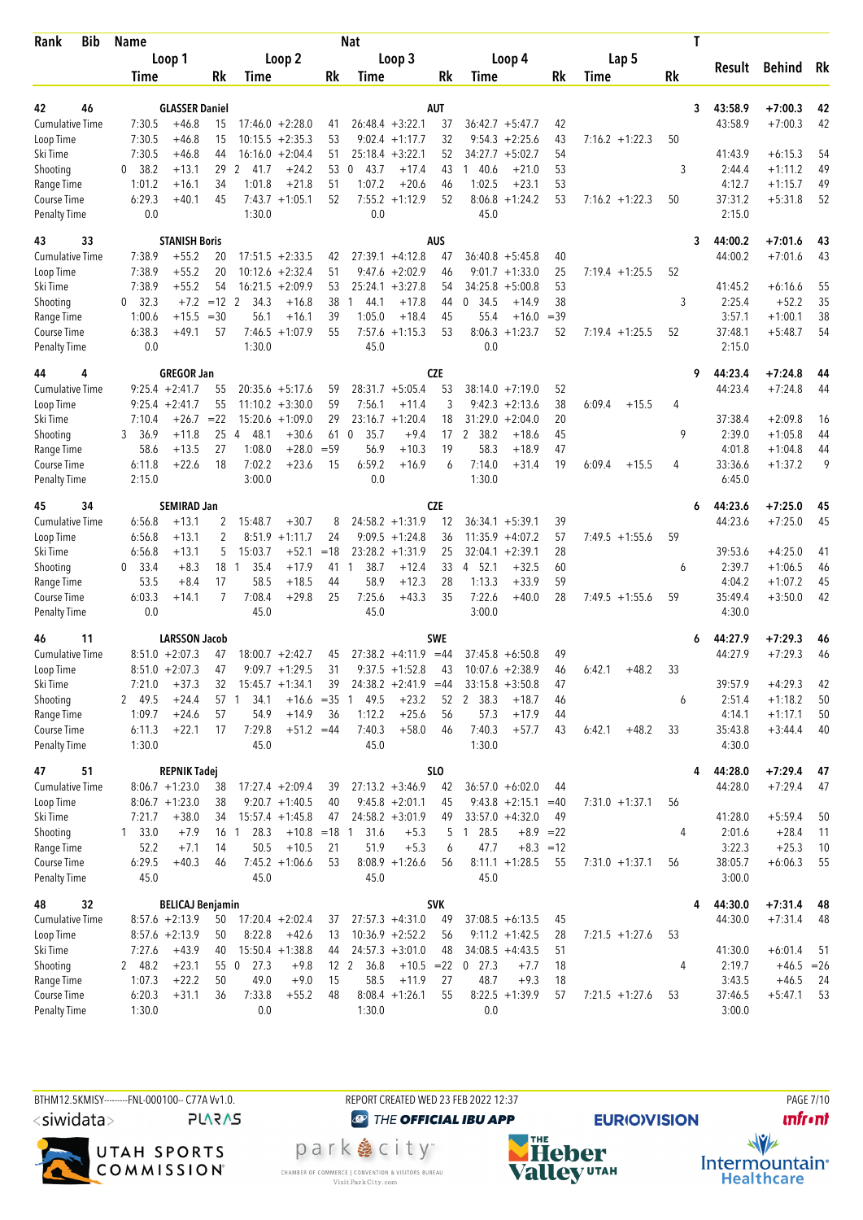| Rank | Bib | Name | | | Nat | | | | | | | | | T | Result | Behind | Rk |
|---|---|---|---|---|---|---|---|---|---|---|---|---|---|---|---|---|---|
| | | Loop 1 | | | Loop 2 | | | Loop 3 | | | Loop 4 | | | Lap 5 | | | |
| | | Time | | Rk | Time | | Rk | Time | | Rk | Time | | Rk | Time | | Rk | |
| **42** | **46** | **GLASSER Daniel** | | | | | | **AUT** | | | | | | | **3** | **43:58.9** | **+7:00.3** | **42** |
| Cumulative Time | | 7:30.5 | +46.8 | 15 | 17:46.0 | +2:28.0 | 41 | 26:48.4 | +3:22.1 | 37 | 36:42.7 | +5:47.7 | 42 | | | | 43:58.9 | +7:00.3 | 42 |
| Loop Time | | 7:30.5 | +46.8 | 15 | 10:15.5 | +2:35.3 | 53 | 9:02.4 | +1:17.7 | 32 | 9:54.3 | +2:25.6 | 43 | 7:16.2 | +1:22.3 | 50 | | | |
| Ski Time | | 7:30.5 | +46.8 | 44 | 16:16.0 | +2:04.4 | 51 | 25:18.4 | +3:22.1 | 52 | 34:27.7 | +5:02.7 | 54 | | | | 41:43.9 | +6:15.3 | 54 |
| Shooting | | 0 38.2 | +13.1 | 29 | 2 41.7 | +24.2 | 53 | 0 43.7 | +17.4 | 43 | 1 40.6 | +21.0 | 53 | | | 3 | 2:44.4 | +1:11.2 | 49 |
| Range Time | | 1:01.2 | +16.1 | 34 | 1:01.8 | +21.8 | 51 | 1:07.2 | +20.6 | 46 | 1:02.5 | +23.1 | 53 | | | | 4:12.7 | +1:15.7 | 49 |
| Course Time | | 6:29.3 | +40.1 | 45 | 7:43.7 | +1:05.1 | 52 | 7:55.2 | +1:12.9 | 52 | 8:06.8 | +1:24.2 | 53 | 7:16.2 | +1:22.3 | 50 | 37:31.2 | +5:31.8 | 52 |
| Penalty Time | | 0.0 | | | 1:30.0 | | | 0.0 | | | 45.0 | | | | | | 2:15.0 | | |
| **43** | **33** | **STANISH Boris** | | | | | | **AUS** | | | | | | | **3** | **44:00.2** | **+7:01.6** | **43** |
| Cumulative Time | | 7:38.9 | +55.2 | 20 | 17:51.5 | +2:33.5 | 42 | 27:39.1 | +4:12.8 | 47 | 36:40.8 | +5:45.8 | 40 | | | | 44:00.2 | +7:01.6 | 43 |
| Loop Time | | 7:38.9 | +55.2 | 20 | 10:12.6 | +2:32.4 | 51 | 9:47.6 | +2:02.9 | 46 | 9:01.7 | +1:33.0 | 25 | 7:19.4 | +1:25.5 | 52 | | | |
| Ski Time | | 7:38.9 | +55.2 | 54 | 16:21.5 | +2:09.9 | 53 | 25:24.1 | +3:27.8 | 54 | 34:25.8 | +5:00.8 | 53 | | | | 41:45.2 | +6:16.6 | 55 |
| Shooting | | 0 32.3 | +7.2 | =12 | 2 34.3 | +16.8 | 38 | 1 44.1 | +17.8 | 44 | 0 34.5 | +14.9 | 38 | | | 3 | 2:25.4 | +52.2 | 35 |
| Range Time | | 1:00.6 | +15.5 | =30 | 56.1 | +16.1 | 39 | 1:05.0 | +18.4 | 45 | 55.4 | +16.0 | =39 | | | | 3:57.1 | +1:00.1 | 38 |
| Course Time | | 6:38.3 | +49.1 | 57 | 7:46.5 | +1:07.9 | 55 | 7:57.6 | +1:15.3 | 53 | 8:06.3 | +1:23.7 | 52 | 7:19.4 | +1:25.5 | 52 | 37:48.1 | +5:48.7 | 54 |
| Penalty Time | | 0.0 | | | 1:30.0 | | | 45.0 | | | 0.0 | | | | | | 2:15.0 | | |
| **44** | **4** | **GREGOR Jan** | | | | | | **CZE** | | | | | | | **9** | **44:23.4** | **+7:24.8** | **44** |
| Cumulative Time | | 9:25.4 | +2:41.7 | 55 | 20:35.6 | +5:17.6 | 59 | 28:31.7 | +5:05.4 | 53 | 38:14.0 | +7:19.0 | 52 | | | | 44:23.4 | +7:24.8 | 44 |
| Loop Time | | 9:25.4 | +2:41.7 | 55 | 11:10.2 | +3:30.0 | 59 | 7:56.1 | +11.4 | 3 | 9:42.3 | +2:13.6 | 38 | 6:09.4 | +15.5 | 4 | | | |
| Ski Time | | 7:10.4 | +26.7 | =22 | 15:20.6 | +1:09.0 | 29 | 23:16.7 | +1:20.4 | 18 | 31:29.0 | +2:04.0 | 20 | | | | 37:38.4 | +2:09.8 | 16 |
| Shooting | | 3 36.9 | +11.8 | 25 | 4 48.1 | +30.6 | 61 | 0 35.7 | +9.4 | 17 | 2 38.2 | +18.6 | 45 | | | 9 | 2:39.0 | +1:05.8 | 44 |
| Range Time | | 58.6 | +13.5 | 27 | 1:08.0 | +28.0 | =59 | 56.9 | +10.3 | 19 | 58.3 | +18.9 | 47 | | | | 4:01.8 | +1:04.8 | 44 |
| Course Time | | 6:11.8 | +22.6 | 18 | 7:02.2 | +23.6 | 15 | 6:59.2 | +16.9 | 6 | 7:14.0 | +31.4 | 19 | 6:09.4 | +15.5 | 4 | 33:36.6 | +1:37.2 | 9 |
| Penalty Time | | 2:15.0 | | | 3:00.0 | | | 0.0 | | | 1:30.0 | | | | | | 6:45.0 | | |
| **45** | **34** | **SEMIRAD Jan** | | | | | | **CZE** | | | | | | | **6** | **44:23.6** | **+7:25.0** | **45** |
| Cumulative Time | | 6:56.8 | +13.1 | 2 | 15:48.7 | +30.7 | 8 | 24:58.2 | +1:31.9 | 12 | 36:34.1 | +5:39.1 | 39 | | | | 44:23.6 | +7:25.0 | 45 |
| Loop Time | | 6:56.8 | +13.1 | 2 | 8:51.9 | +1:11.7 | 24 | 9:09.5 | +1:24.8 | 36 | 11:35.9 | +4:07.2 | 57 | 7:49.5 | +1:55.6 | 59 | | | |
| Ski Time | | 6:56.8 | +13.1 | 5 | 15:03.7 | +52.1 | =18 | 23:28.2 | +1:31.9 | 25 | 32:04.1 | +2:39.1 | 28 | | | | 39:53.6 | +4:25.0 | 41 |
| Shooting | | 0 33.4 | +8.3 | 18 | 1 35.4 | +17.9 | 41 | 1 38.7 | +12.4 | 33 | 4 52.1 | +32.5 | 60 | | | 6 | 2:39.7 | +1:06.5 | 46 |
| Range Time | | 53.5 | +8.4 | 17 | 58.5 | +18.5 | 44 | 58.9 | +12.3 | 28 | 1:13.3 | +33.9 | 59 | | | | 4:04.2 | +1:07.2 | 45 |
| Course Time | | 6:03.3 | +14.1 | 7 | 7:08.4 | +29.8 | 25 | 7:25.6 | +43.3 | 35 | 7:22.6 | +40.0 | 28 | 7:49.5 | +1:55.6 | 59 | 35:49.4 | +3:50.0 | 42 |
| Penalty Time | | 0.0 | | | 45.0 | | | 45.0 | | | 3:00.0 | | | | | | 4:30.0 | | |
| **46** | **11** | **LARSSON Jacob** | | | | | | **SWE** | | | | | | | **6** | **44:27.9** | **+7:29.3** | **46** |
| Cumulative Time | | 8:51.0 | +2:07.3 | 47 | 18:00.7 | +2:42.7 | 45 | 27:38.2 | +4:11.9 | =44 | 37:45.8 | +6:50.8 | 49 | | | | 44:27.9 | +7:29.3 | 46 |
| Loop Time | | 8:51.0 | +2:07.3 | 47 | 9:09.7 | +1:29.5 | 31 | 9:37.5 | +1:52.8 | 43 | 10:07.6 | +2:38.9 | 46 | 6:42.1 | +48.2 | 33 | | | |
| Ski Time | | 7:21.0 | +37.3 | 32 | 15:45.7 | +1:34.1 | 39 | 24:38.2 | +2:41.9 | =44 | 33:15.8 | +3:50.8 | 47 | | | | 39:57.9 | +4:29.3 | 42 |
| Shooting | | 2 49.5 | +24.4 | 57 | 1 34.1 | +16.6 | =35 | 1 49.5 | +23.2 | 52 | 2 38.3 | +18.7 | 46 | | | 6 | 2:51.4 | +1:18.2 | 50 |
| Range Time | | 1:09.7 | +24.6 | 57 | 54.9 | +14.9 | 36 | 1:12.2 | +25.6 | 56 | 57.3 | +17.9 | 44 | | | | 4:14.1 | +1:17.1 | 50 |
| Course Time | | 6:11.3 | +22.1 | 17 | 7:29.8 | +51.2 | =44 | 7:40.3 | +58.0 | 46 | 7:40.3 | +57.7 | 43 | 6:42.1 | +48.2 | 33 | 35:43.8 | +3:44.4 | 40 |
| Penalty Time | | 1:30.0 | | | 45.0 | | | 45.0 | | | 1:30.0 | | | | | | 4:30.0 | | |
| **47** | **51** | **REPNIK Tadej** | | | | | | **SLO** | | | | | | | **4** | **44:28.0** | **+7:29.4** | **47** |
| Cumulative Time | | 8:06.7 | +1:23.0 | 38 | 17:27.4 | +2:09.4 | 39 | 27:13.2 | +3:46.9 | 42 | 36:57.0 | +6:02.0 | 44 | | | | 44:28.0 | +7:29.4 | 47 |
| Loop Time | | 8:06.7 | +1:23.0 | 38 | 9:20.7 | +1:40.5 | 40 | 9:45.8 | +2:01.1 | 45 | 9:43.8 | +2:15.1 | =40 | 7:31.0 | +1:37.1 | 56 | | | |
| Ski Time | | 7:21.7 | +38.0 | 34 | 15:57.4 | +1:45.8 | 47 | 24:58.2 | +3:01.9 | 49 | 33:57.0 | +4:32.0 | 49 | | | | 41:28.0 | +5:59.4 | 50 |
| Shooting | | 1 33.0 | +7.9 | 16 | 1 28.3 | +10.8 | =18 | 1 31.6 | +5.3 | 5 | 1 28.5 | +8.9 | =22 | | | 4 | 2:01.6 | +28.4 | 11 |
| Range Time | | 52.2 | +7.1 | 14 | 50.5 | +10.5 | 21 | 51.9 | +5.3 | 6 | 47.7 | +8.3 | =12 | | | | 3:22.3 | +25.3 | 10 |
| Course Time | | 6:29.5 | +40.3 | 46 | 7:45.2 | +1:06.6 | 53 | 8:08.9 | +1:26.6 | 56 | 8:11.1 | +1:28.5 | 55 | 7:31.0 | +1:37.1 | 56 | 38:05.7 | +6:06.3 | 55 |
| Penalty Time | | 45.0 | | | 45.0 | | | 45.0 | | | 45.0 | | | | | | 3:00.0 | | |
| **48** | **32** | **BELICAJ Benjamin** | | | | | | **SVK** | | | | | | | **4** | **44:30.0** | **+7:31.4** | **48** |
| Cumulative Time | | 8:57.6 | +2:13.9 | 50 | 17:20.4 | +2:02.4 | 37 | 27:57.3 | +4:31.0 | 49 | 37:08.5 | +6:13.5 | 45 | | | | 44:30.0 | +7:31.4 | 48 |
| Loop Time | | 8:57.6 | +2:13.9 | 50 | 8:22.8 | +42.6 | 13 | 10:36.9 | +2:52.2 | 56 | 9:11.2 | +1:42.5 | 28 | 7:21.5 | +1:27.6 | 53 | | | |
| Ski Time | | 7:27.6 | +43.9 | 40 | 15:50.4 | +1:38.8 | 44 | 24:57.3 | +3:01.0 | 48 | 34:08.5 | +4:43.5 | 51 | | | | 41:30.0 | +6:01.4 | 51 |
| Shooting | | 2 48.2 | +23.1 | 55 | 0 27.3 | +9.8 | 12 | 2 36.8 | +10.5 | =22 | 0 27.3 | +7.7 | 18 | | | 4 | 2:19.7 | +46.5 | =26 |
| Range Time | | 1:07.3 | +22.2 | 50 | 49.0 | +9.0 | 15 | 58.5 | +11.9 | 27 | 48.7 | +9.3 | 18 | | | | 3:43.5 | +46.5 | 24 |
| Course Time | | 6:20.3 | +31.1 | 36 | 7:33.8 | +55.2 | 48 | 8:04.8 | +1:26.1 | 55 | 8:22.5 | +1:39.9 | 57 | 7:21.5 | +1:27.6 | 53 | 37:46.5 | +5:47.1 | 53 |
| Penalty Time | | 1:30.0 | | | 0.0 | | | 1:30.0 | | | 0.0 | | | | | | 3:00.0 | | |

BTHM12.5KMISY---------FNL-000100-- C77A Vv1.0. REPORT CREATED WED 23 FEB 2022 12:37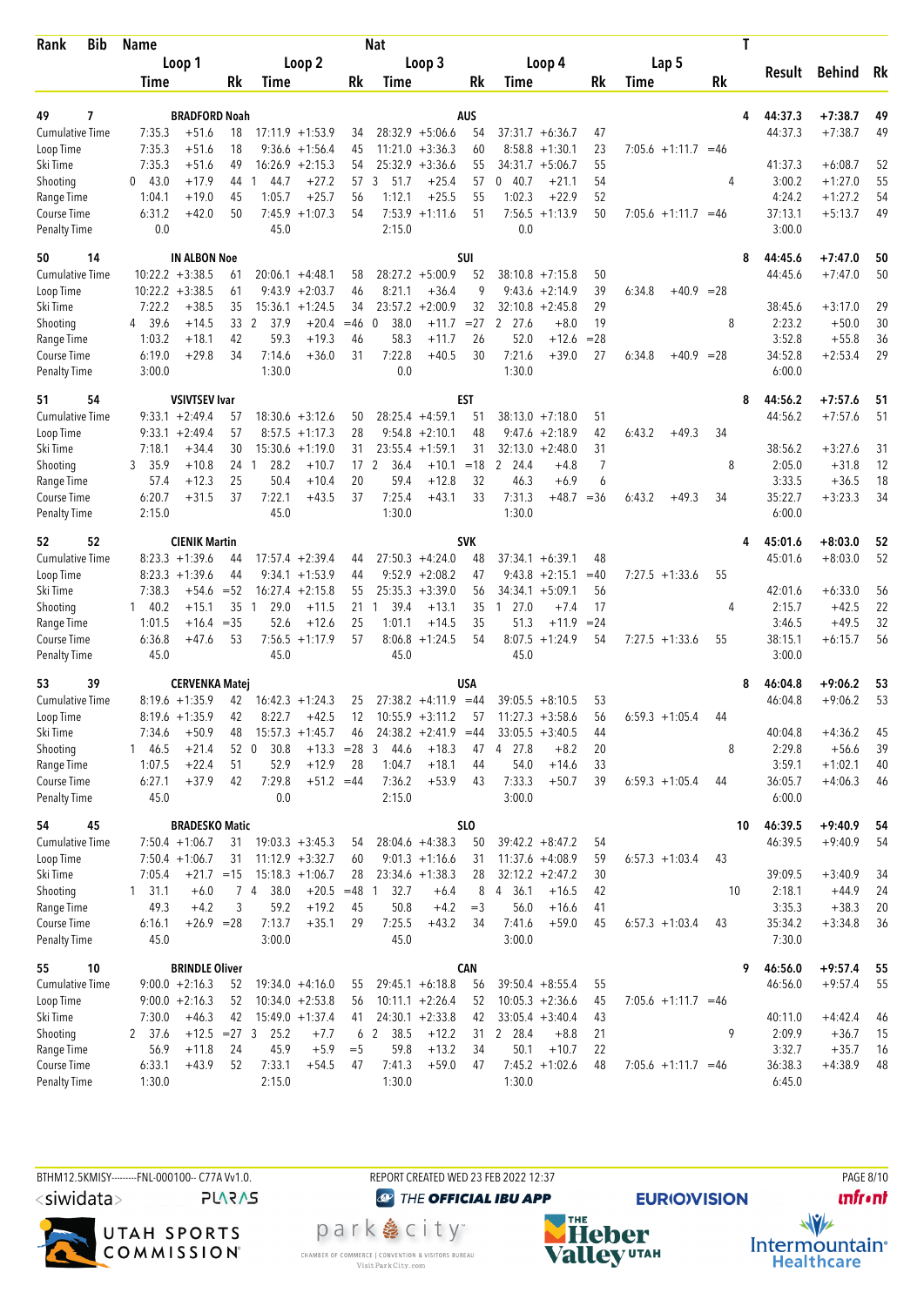| Rank | Bib | Name | | | | | Nat | | | | | | | | T | Result | Behind | Rk |
|---|---|---|---|---|---|---|---|---|---|---|---|---|---|---|---|---|---|---|
| | | Loop 1 | | | Loop 2 | | Loop 3 | | | Loop 4 | | | Lap 5 | | | | | |
| | | Time | | Rk | Time | Rk | Time | | Rk | Time | | Rk | Time | Rk | | | | |
| 49 | 7 | BRADFORD Noah | | | | | AUS | | | | | | | | 4 | 44:37.3 | +7:38.7 | 49 |
| Cumulative Time | | 7:35.3 | +51.6 | 18 | 17:11.9 +1:53.9 | 34 | 28:32.9 | +5:06.6 | 54 | 37:31.7 | +6:36.7 | 47 | | | | 44:37.3 | +7:38.7 | 49 |
| Loop Time | | 7:35.3 | +51.6 | 18 | 9:36.6 +1:56.4 | 45 | 11:21.0 | +3:36.3 | 60 | 8:58.8 | +1:30.1 | 23 | 7:05.6 +1:11.7 | =46 | | | | |
| Ski Time | | 7:35.3 | +51.6 | 49 | 16:26.9 +2:15.3 | 54 | 25:32.9 | +3:36.6 | 55 | 34:31.7 | +5:06.7 | 55 | | | | 41:37.3 | +6:08.7 | 52 |
| Shooting | | 0 43.0 | +17.9 | 44 | 1 44.7 +27.2 | 57 | 3 51.7 | +25.4 | 57 | 0 40.7 | +21.1 | 54 | | | 4 | 3:00.2 | +1:27.0 | 55 |
| Range Time | | 1:04.1 | +19.0 | 45 | 1:05.7 +25.7 | 56 | 1:12.1 | +25.5 | 55 | 1:02.3 | +22.9 | 52 | | | | 4:24.2 | +1:27.2 | 54 |
| Course Time | | 6:31.2 | +42.0 | 50 | 7:45.9 +1:07.3 | 54 | 7:53.9 | +1:11.6 | 51 | 7:56.5 | +1:13.9 | 50 | 7:05.6 +1:11.7 | =46 | | 37:13.1 | +5:13.7 | 49 |
| Penalty Time | | 0.0 | | | 45.0 | | 2:15.0 | | | 0.0 | | | | | | 3:00.0 | | |
| 50 | 14 | IN ALBON Noe | | | | | SUI | | | | | | | | 8 | 44:45.6 | +7:47.0 | 50 |
| Cumulative Time | | 10:22.2 | +3:38.5 | 61 | 20:06.1 +4:48.1 | 58 | 28:27.2 | +5:00.9 | 52 | 38:10.8 | +7:15.8 | 50 | | | | 44:45.6 | +7:47.0 | 50 |
| Loop Time | | 10:22.2 | +3:38.5 | 61 | 9:43.9 +2:03.7 | 46 | 8:21.1 | +36.4 | 9 | 9:43.6 | +2:14.9 | 39 | 6:34.8 +40.9 | =28 | | | | |
| Ski Time | | 7:22.2 | +38.5 | 35 | 15:36.1 +1:24.5 | 34 | 23:57.2 | +2:00.9 | 32 | 32:10.8 | +2:45.8 | 29 | | | | 38:45.6 | +3:17.0 | 29 |
| Shooting | | 4 39.6 | +14.5 | 33 | 2 37.9 +20.4 | =46 | 0 38.0 | +11.7 | =27 | 2 27.6 | +8.0 | 19 | | | 8 | 2:23.2 | +50.0 | 30 |
| Range Time | | 1:03.2 | +18.1 | 42 | 59.3 +19.3 | 46 | 58.3 | +11.7 | 26 | 52.0 | +12.6 | =28 | | | | 3:52.8 | +55.8 | 36 |
| Course Time | | 6:19.0 | +29.8 | 34 | 7:14.6 +36.0 | 31 | 7:22.8 | +40.5 | 30 | 7:21.6 | +39.0 | 27 | 6:34.8 +40.9 | =28 | | 34:52.8 | +2:53.4 | 29 |
| Penalty Time | | 3:00.0 | | | 1:30.0 | | 0.0 | | | 1:30.0 | | | | | | 6:00.0 | | |
| 51 | 54 | VSIVTSEV Ivar | | | | | EST | | | | | | | | 8 | 44:56.2 | +7:57.6 | 51 |
| Cumulative Time | | 9:33.1 | +2:49.4 | 57 | 18:30.6 +3:12.6 | 50 | 28:25.4 | +4:59.1 | 51 | 38:13.0 | +7:18.0 | 51 | | | | 44:56.2 | +7:57.6 | 51 |
| Loop Time | | 9:33.1 | +2:49.4 | 57 | 8:57.5 +1:17.3 | 28 | 9:54.8 | +2:10.1 | 48 | 9:47.6 | +2:18.9 | 42 | 6:43.2 +49.3 | 34 | | | | |
| Ski Time | | 7:18.1 | +34.4 | 30 | 15:30.6 +1:19.0 | 31 | 23:55.4 | +1:59.1 | 31 | 32:13.0 | +2:48.0 | 31 | | | | 38:56.2 | +3:27.6 | 31 |
| Shooting | | 3 35.9 | +10.8 | 24 | 1 28.2 +10.7 | 17 | 2 36.4 | +10.1 | =18 | 2 24.4 | +4.8 | 7 | | | 8 | 2:05.0 | +31.8 | 12 |
| Range Time | | 57.4 | +12.3 | 25 | 50.4 +10.4 | 20 | 59.4 | +12.8 | 32 | 46.3 | +6.9 | 6 | | | | 3:33.5 | +36.5 | 18 |
| Course Time | | 6:20.7 | +31.5 | 37 | 7:22.1 +43.5 | 37 | 7:25.4 | +43.1 | 33 | 7:31.3 | +48.7 | =36 | 6:43.2 +49.3 | 34 | | 35:22.7 | +3:23.3 | 34 |
| Penalty Time | | 2:15.0 | | | 45.0 | | 1:30.0 | | | 1:30.0 | | | | | | 6:00.0 | | |
| 52 | 52 | CIENIK Martin | | | | | SVK | | | | | | | | 4 | 45:01.6 | +8:03.0 | 52 |
| Cumulative Time | | 8:23.3 | +1:39.6 | 44 | 17:57.4 +2:39.4 | 44 | 27:50.3 | +4:24.0 | 48 | 37:34.1 | +6:39.1 | 48 | | | | 45:01.6 | +8:03.0 | 52 |
| Loop Time | | 8:23.3 | +1:39.6 | 44 | 9:34.1 +1:53.9 | 44 | 9:52.9 | +2:08.2 | 47 | 9:43.8 | +2:15.1 | =40 | 7:27.5 +1:33.6 | 55 | | | | |
| Ski Time | | 7:38.3 | +54.6 | =52 | 16:27.4 +2:15.8 | 55 | 25:35.3 | +3:39.0 | 56 | 34:34.1 | +5:09.1 | 56 | | | | 42:01.6 | +6:33.0 | 56 |
| Shooting | | 1 40.2 | +15.1 | 35 | 1 29.0 +11.5 | 21 | 1 39.4 | +13.1 | 35 | 1 27.0 | +7.4 | 17 | | | 4 | 2:15.7 | +42.5 | 22 |
| Range Time | | 1:01.5 | +16.4 | =35 | 52.6 +12.6 | 25 | 1:01.1 | +14.5 | 35 | 51.3 | +11.9 | =24 | | | | 3:46.5 | +49.5 | 32 |
| Course Time | | 6:36.8 | +47.6 | 53 | 7:56.5 +1:17.9 | 57 | 8:06.8 | +1:24.5 | 54 | 8:07.5 | +1:24.9 | 54 | 7:27.5 +1:33.6 | 55 | | 38:15.1 | +6:15.7 | 56 |
| Penalty Time | | 45.0 | | | 45.0 | | 45.0 | | | 45.0 | | | | | | 3:00.0 | | |
| 53 | 39 | CERVENKA Matej | | | | | USA | | | | | | | | 8 | 46:04.8 | +9:06.2 | 53 |
| Cumulative Time | | 8:19.6 | +1:35.9 | 42 | 16:42.3 +1:24.3 | 25 | 27:38.2 | +4:11.9 | =44 | 39:05.5 | +8:10.5 | 53 | | | | 46:04.8 | +9:06.2 | 53 |
| Loop Time | | 8:19.6 | +1:35.9 | 42 | 8:22.7 +42.5 | 12 | 10:55.9 | +3:11.2 | 57 | 11:27.3 | +3:58.6 | 56 | 6:59.3 +1:05.4 | 44 | | | | |
| Ski Time | | 7:34.6 | +50.9 | 48 | 15:57.3 +1:45.7 | 46 | 24:38.2 | +2:41.9 | =44 | 33:05.5 | +3:40.5 | 44 | | | | 40:04.8 | +4:36.2 | 45 |
| Shooting | | 1 46.5 | +21.4 | 52 | 0 30.8 +13.3 | =28 | 3 44.6 | +18.3 | 47 | 4 27.8 | +8.2 | 20 | | | 8 | 2:29.8 | +56.6 | 39 |
| Range Time | | 1:07.5 | +22.4 | 51 | 52.9 +12.9 | 28 | 1:04.7 | +18.1 | 44 | 54.0 | +14.6 | 33 | | | | 3:59.1 | +1:02.1 | 40 |
| Course Time | | 6:27.1 | +37.9 | 42 | 7:29.8 +51.2 | =44 | 7:36.2 | +53.9 | 43 | 7:33.3 | +50.7 | 39 | 6:59.3 +1:05.4 | 44 | | 36:05.7 | +4:06.3 | 46 |
| Penalty Time | | 45.0 | | | 0.0 | | 2:15.0 | | | 3:00.0 | | | | | | 6:00.0 | | |
| 54 | 45 | BRADESKO Matic | | | | | SLO | | | | | | | | 10 | 46:39.5 | +9:40.9 | 54 |
| Cumulative Time | | 7:50.4 | +1:06.7 | 31 | 19:03.3 +3:45.3 | 54 | 28:04.6 | +4:38.3 | 50 | 39:42.2 | +8:47.2 | 54 | | | | 46:39.5 | +9:40.9 | 54 |
| Loop Time | | 7:50.4 | +1:06.7 | 31 | 11:12.9 +3:32.7 | 60 | 9:01.3 | +1:16.6 | 31 | 11:37.6 | +4:08.9 | 59 | 6:57.3 +1:03.4 | 43 | | | | |
| Ski Time | | 7:05.4 | +21.7 | =15 | 15:18.3 +1:06.7 | 28 | 23:34.6 | +1:38.3 | 28 | 32:12.2 | +2:47.2 | 30 | | | | 39:09.5 | +3:40.9 | 34 |
| Shooting | | 1 31.1 | +6.0 | 7 | 4 38.0 +20.5 | =48 | 1 32.7 | +6.4 | 8 | 4 36.1 | +16.5 | 42 | | | 10 | 2:18.1 | +44.9 | 24 |
| Range Time | | 49.3 | +4.2 | 3 | 59.2 +19.2 | 45 | 50.8 | +4.2 | =3 | 56.0 | +16.6 | 41 | | | | 3:35.3 | +38.3 | 20 |
| Course Time | | 6:16.1 | +26.9 | =28 | 7:13.7 +35.1 | 29 | 7:25.5 | +43.2 | 34 | 7:41.6 | +59.0 | 45 | 6:57.3 +1:03.4 | 43 | | 35:34.2 | +3:34.8 | 36 |
| Penalty Time | | 45.0 | | | 3:00.0 | | 45.0 | | | 3:00.0 | | | | | | 7:30.0 | | |
| 55 | 10 | BRINDLE Oliver | | | | | CAN | | | | | | | | 9 | 46:56.0 | +9:57.4 | 55 |
| Cumulative Time | | 9:00.0 | +2:16.3 | 52 | 19:34.0 +4:16.0 | 55 | 29:45.1 | +6:18.8 | 56 | 39:50.4 | +8:55.4 | 55 | | | | 46:56.0 | +9:57.4 | 55 |
| Loop Time | | 9:00.0 | +2:16.3 | 52 | 10:34.0 +2:53.8 | 56 | 10:11.1 | +2:26.4 | 52 | 10:05.3 | +2:36.6 | 45 | 7:05.6 +1:11.7 | =46 | | | | |
| Ski Time | | 7:30.0 | +46.3 | 42 | 15:49.0 +1:37.4 | 41 | 24:30.1 | +2:33.8 | 42 | 33:05.4 | +3:40.4 | 43 | | | | 40:11.0 | +4:42.4 | 46 |
| Shooting | | 2 37.6 | +12.5 | =27 | 3 25.2 +7.7 | 6 | 2 38.5 | +12.2 | 31 | 2 28.4 | +8.8 | 21 | | | 9 | 2:09.9 | +36.7 | 15 |
| Range Time | | 56.9 | +11.8 | 24 | 45.9 +5.9 | =5 | 59.8 | +13.2 | 34 | 50.1 | +10.7 | 22 | | | | 3:32.7 | +35.7 | 16 |
| Course Time | | 6:33.1 | +43.9 | 52 | 7:33.1 +54.5 | 47 | 7:41.3 | +59.0 | 47 | 7:45.2 | +1:02.6 | 48 | 7:05.6 +1:11.7 | =46 | | 36:38.3 | +4:38.9 | 48 |
| Penalty Time | | 1:30.0 | | | 2:15.0 | | 1:30.0 | | | 1:30.0 | | | | | | 6:45.0 | | |

BTHM12.5KMISY---------FNL-000100-- C77A Vv1.0. REPORT CREATED WED 23 FEB 2022 12:37 PAGE 8/10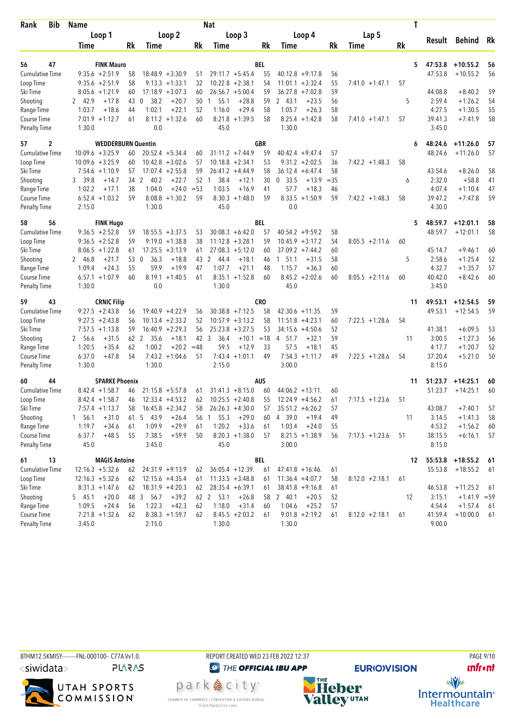| Rank | Bib | Name | | | | | Nat | | | | | | | T | Result | Behind | Rk |
|---|---|---|---|---|---|---|---|---|---|---|---|---|---|---|---|---|---|
| | | Loop 1 | | Loop 2 | | Loop 3 | | Loop 4 | | Lap 5 | | | | | | | |
| | | Time | Rk | Time | Rk | Time | Rk | Time | Rk | Time | Rk | | | | | | |
| 56 | 47 | FINK Mauro | | | | | BEL | | | | | | | 5 | 47:53.8 | +10:55.2 | 56 |
| Cumulative Time | | 9:35.6 +2:51.9 | 58 | 18:48.9 +3:30.9 | 51 | 29:11.7 +5:45.4 | 55 | 40:12.8 +9:17.8 | 56 | | | | | | 47:53.8 | +10:55.2 | 56 |
| Loop Time | | 9:35.6 +2:51.9 | 58 | 9:13.3 +1:33.1 | 32 | 10:22.8 +2:38.1 | 54 | 11:01.1 +3:32.4 | 55 | 7:41.0 +1:47.1 | 57 | | | | | | |
| Ski Time | | 8:05.6 +1:21.9 | 60 | 17:18.9 +3:07.3 | 60 | 26:56.7 +5:00.4 | 59 | 36:27.8 +7:02.8 | 59 | | | | | | 44:08.8 | +8:40.2 | 59 |
| Shooting | | 2 42.9 +17.8 | 43 | 0 38.2 +20.7 | 50 | 1 55.1 +28.8 | 59 | 2 43.1 +23.5 | 56 | | | | | 5 | 2:59.4 | +1:26.2 | 54 |
| Range Time | | 1:03.7 +18.6 | 44 | 1:02.1 +22.1 | 52 | 1:16.0 +29.4 | 58 | 1:05.7 +26.3 | 58 | | | | | | 4:27.5 | +1:30.5 | 55 |
| Course Time | | 7:01.9 +1:12.7 | 61 | 8:11.2 +1:32.6 | 60 | 8:21.8 +1:39.5 | 58 | 8:25.4 +1:42.8 | 58 | 7:41.0 +1:47.1 | 57 | | | | 39:41.3 | +7:41.9 | 58 |
| Penalty Time | | 1:30.0 | | 0.0 | | 45.0 | | 1:30.0 | | | | | | | 3:45.0 | | |
| 57 | 2 | WEDDERBURN Quentin | | | | | GBR | | | | | | | 6 | 48:24.6 | +11:26.0 | 57 |
| Cumulative Time | | 10:09.6 +3:25.9 | 60 | 20:52.4 +5:34.4 | 60 | 31:11.2 +7:44.9 | 59 | 40:42.4 +9:47.4 | 57 | | | | | | 48:24.6 | +11:26.0 | 57 |
| Loop Time | | 10:09.6 +3:25.9 | 60 | 10:42.8 +3:02.6 | 57 | 10:18.8 +2:34.1 | 53 | 9:31.2 +2:02.5 | 36 | 7:42.2 +1:48.3 | 58 | | | | | | |
| Ski Time | | 7:54.6 +1:10.9 | 57 | 17:07.4 +2:55.8 | 59 | 26:41.2 +4:44.9 | 58 | 36:12.4 +6:47.4 | 58 | | | | | | 43:54.6 | +8:26.0 | 58 |
| Shooting | | 3 39.8 +14.7 | 34 | 2 40.2 +22.7 | 52 | 1 38.4 +12.1 | 30 | 0 33.5 +13.9 | =35 | | | | | 6 | 2:32.0 | +58.8 | 41 |
| Range Time | | 1:02.2 +17.1 | 38 | 1:04.0 +24.0 | =53 | 1:03.5 +16.9 | 41 | 57.7 +18.3 | 46 | | | | | | 4:07.4 | +1:10.4 | 47 |
| Course Time | | 6:52.4 +1:03.2 | 59 | 8:08.8 +1:30.2 | 59 | 8:30.3 +1:48.0 | 59 | 8:33.5 +1:50.9 | 59 | 7:42.2 +1:48.3 | 58 | | | | 39:47.2 | +7:47.8 | 59 |
| Penalty Time | | 2:15.0 | | 1:30.0 | | 45.0 | | 0.0 | | | | | | | 4:30.0 | | |
| 58 | 56 | FINK Hugo | | | | | BEL | | | | | | | 5 | 48:59.7 | +12:01.1 | 58 |
| Cumulative Time | | 9:36.5 +2:52.8 | 59 | 18:55.5 +3:37.5 | 53 | 30:08.3 +6:42.0 | 57 | 40:54.2 +9:59.2 | 58 | | | | | | 48:59.7 | +12:01.1 | 58 |
| Loop Time | | 9:36.5 +2:52.8 | 59 | 9:19.0 +1:38.8 | 38 | 11:12.8 +3:28.1 | 59 | 10:45.9 +3:17.2 | 54 | 8:05.5 +2:11.6 | 60 | | | | | | |
| Ski Time | | 8:06.5 +1:22.8 | 61 | 17:25.5 +3:13.9 | 61 | 27:08.3 +5:12.0 | 60 | 37:09.2 +7:44.2 | 60 | | | | | | 45:14.7 | +9:46.1 | 60 |
| Shooting | | 2 46.8 +21.7 | 53 | 0 36.3 +18.8 | 43 | 2 44.4 +18.1 | 46 | 1 51.1 +31.5 | 58 | | | | | 5 | 2:58.6 | +1:25.4 | 52 |
| Range Time | | 1:09.4 +24.3 | 55 | 59.9 +19.9 | 47 | 1:07.7 +21.1 | 48 | 1:15.7 +36.3 | 60 | | | | | | 4:32.7 | +1:35.7 | 57 |
| Course Time | | 6:57.1 +1:07.9 | 60 | 8:19.1 +1:40.5 | 61 | 8:35.1 +1:52.8 | 60 | 8:45.2 +2:02.6 | 60 | 8:05.5 +2:11.6 | 60 | | | | 40:42.0 | +8:42.6 | 60 |
| Penalty Time | | 1:30.0 | | 0.0 | | 1:30.0 | | 45.0 | | | | | | | 3:45.0 | | |
| 59 | 43 | CRNIC Filip | | | | | CRO | | | | | | | 11 | 49:53.1 | +12:54.5 | 59 |
| Cumulative Time | | 9:27.5 +2:43.8 | 56 | 19:40.9 +4:22.9 | 56 | 30:38.8 +7:12.5 | 58 | 42:30.6 +11:35. | 59 | | | | | | 49:53.1 | +12:54.5 | 59 |
| Loop Time | | 9:27.5 +2:43.8 | 56 | 10:13.4 +2:33.2 | 52 | 10:57.9 +3:13.2 | 58 | 11:51.8 +4:23.1 | 60 | 7:22.5 +1:28.6 | 54 | | | | | | |
| Ski Time | | 7:57.5 +1:13.8 | 59 | 16:40.9 +2:29.3 | 56 | 25:23.8 +3:27.5 | 53 | 34:15.6 +4:50.6 | 52 | | | | | | 41:38.1 | +6:09.5 | 53 |
| Shooting | | 2 56.6 +31.5 | 62 | 2 35.6 +18.1 | 42 | 3 36.4 +10.1 | =18 | 4 51.7 +32.1 | 59 | | | | | 11 | 3:00.5 | +1:27.3 | 56 |
| Range Time | | 1:20.5 +35.4 | 62 | 1:00.2 +20.2 | =48 | 59.5 +12.9 | 33 | 57.5 +18.1 | 45 | | | | | | 4:17.7 | +1:20.7 | 52 |
| Course Time | | 6:37.0 +47.8 | 54 | 7:43.2 +1:04.6 | 51 | 7:43.4 +1:01.1 | 49 | 7:54.3 +1:11.7 | 49 | 7:22.5 +1:28.6 | 54 | | | | 37:20.4 | +5:21.0 | 50 |
| Penalty Time | | 1:30.0 | | 1:30.0 | | 2:15.0 | | 3:00.0 | | | | | | | 8:15.0 | | |
| 60 | 44 | SPARKE Phoenix | | | | | AUS | | | | | | | 11 | 51:23.7 | +14:25.1 | 60 |
| Cumulative Time | | 8:42.4 +1:58.7 | 46 | 21:15.8 +5:57.8 | 61 | 31:41.3 +8:15.0 | 60 | 44:06.2 +13:11. | 60 | | | | | | 51:23.7 | +14:25.1 | 60 |
| Loop Time | | 8:42.4 +1:58.7 | 46 | 12:33.4 +4:53.2 | 62 | 10:25.5 +2:40.8 | 55 | 12:24.9 +4:56.2 | 61 | 7:17.5 +1:23.6 | 51 | | | | | | |
| Ski Time | | 7:57.4 +1:13.7 | 58 | 16:45.8 +2:34.2 | 58 | 26:26.3 +4:30.0 | 57 | 35:51.2 +6:26.2 | 57 | | | | | | 43:08.7 | +7:40.1 | 57 |
| Shooting | | 1 56.1 +31.0 | 61 | 5 43.9 +26.4 | 56 | 1 55.3 +29.0 | 60 | 4 39.0 +19.4 | 49 | | | | | 11 | 3:14.5 | +1:41.3 | 58 |
| Range Time | | 1:19.7 +34.6 | 61 | 1:09.9 +29.9 | 61 | 1:20.2 +33.6 | 61 | 1:03.4 +24.0 | 55 | | | | | | 4:53.2 | +1:56.2 | 60 |
| Course Time | | 6:37.7 +48.5 | 55 | 7:38.5 +59.9 | 50 | 8:20.3 +1:38.0 | 57 | 8:21.5 +1:38.9 | 56 | 7:17.5 +1:23.6 | 51 | | | | 38:15.5 | +6:16.1 | 57 |
| Penalty Time | | 45.0 | | 3:45.0 | | 45.0 | | 3:00.0 | | | | | | | 8:15.0 | | |
| 61 | 13 | MAGIS Antoine | | | | | BEL | | | | | | | 12 | 55:53.8 | +18:55.2 | 61 |
| Cumulative Time | | 12:16.3 +5:32.6 | 62 | 24:31.9 +9:13.9 | 62 | 36:05.4 +12:39. | 61 | 47:41.8 +16:46. | 61 | | | | | | 55:53.8 | +18:55.2 | 61 |
| Loop Time | | 12:16.3 +5:32.6 | 62 | 12:15.6 +4:35.4 | 61 | 11:33.5 +3:48.8 | 61 | 11:36.4 +4:07.7 | 58 | 8:12.0 +2:18.1 | 61 | | | | | | |
| Ski Time | | 8:31.3 +1:47.6 | 62 | 18:31.9 +4:20.3 | 62 | 28:35.4 +6:39.1 | 61 | 38:41.8 +9:16.8 | 61 | | | | | | 46:53.8 | +11:25.2 | 61 |
| Shooting | | 5 45.1 +20.0 | 48 | 3 56.7 +39.2 | 62 | 2 53.1 +26.8 | 58 | 2 40.1 +20.5 | 52 | | | | | 12 | 3:15.1 | +1:41.9 | =59 |
| Range Time | | 1:09.5 +24.4 | 56 | 1:22.3 +42.3 | 62 | 1:18.0 +31.4 | 60 | 1:04.6 +25.2 | 57 | | | | | | 4:54.4 | +1:57.4 | 61 |
| Course Time | | 7:21.8 +1:32.6 | 62 | 8:38.3 +1:59.7 | 62 | 8:45.2 +2:03.2 | 61 | 9:01.8 +2:19.2 | 61 | 8:12.0 +2:18.1 | 61 | | | | 41:59.4 | +10:00.0 | 61 |
| Penalty Time | | 3:45.0 | | 2:15.0 | | 1:30.0 | | 1:30.0 | | | | | | | 9:00.0 | | |

BTHM12.5KMISY---------FNL-000100-- C77A Vv1.0. REPORT CREATED WED 23 FEB 2022 12:37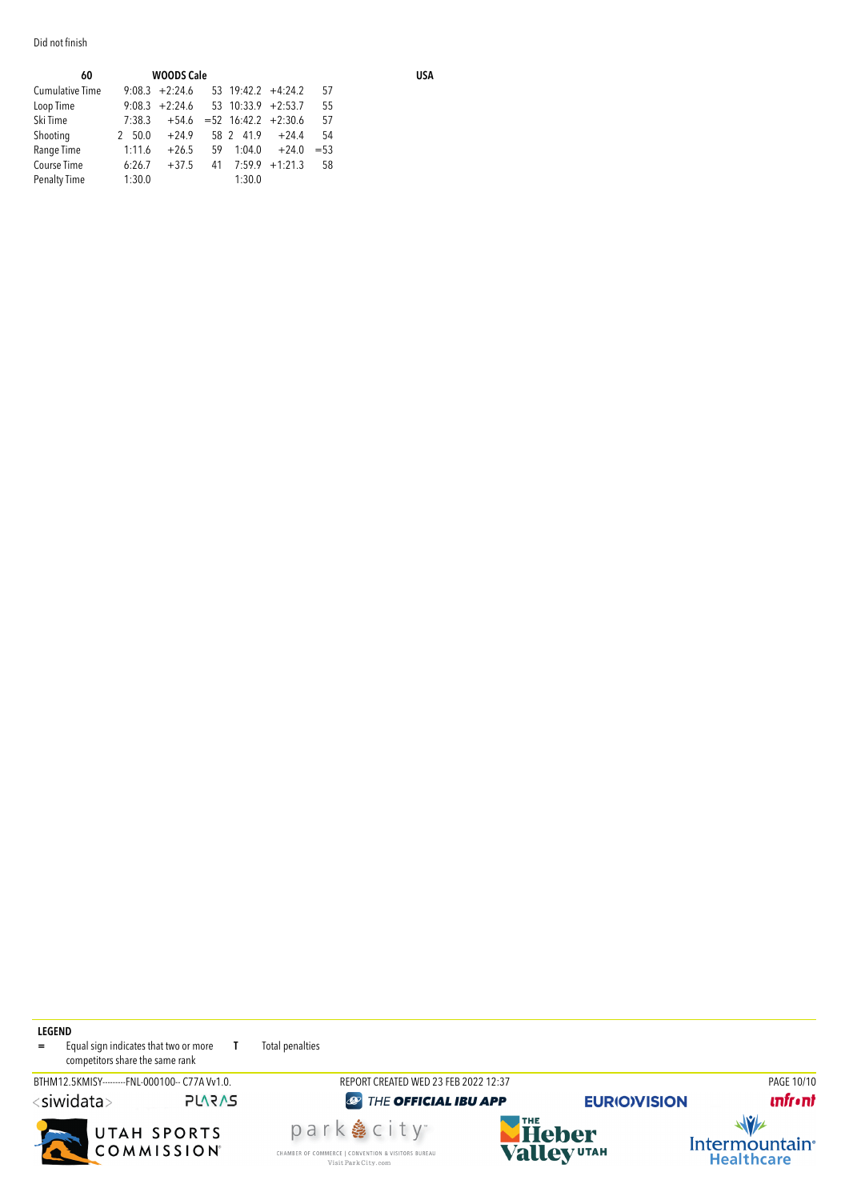Did not finish

| 60 | | WOODS Cale | | | | | USA |
|---|---|---|---|---|---|---|---|
| Cumulative Time | 9:08.3 | +2:24.6 | 53 | 19:42.2 | +4:24.2 | 57 | |
| Loop Time | 9:08.3 | +2:24.6 | 53 | 10:33.9 | +2:53.7 | 55 | |
| Ski Time | 7:38.3 | +54.6 | =52 | 16:42.2 | +2:30.6 | 57 | |
| Shooting | 2 50.0 | +24.9 | 58 | 2 41.9 | +24.4 | 54 | |
| Range Time | 1:11.6 | +26.5 | 59 | 1:04.0 | +24.0 | =53 | |
| Course Time | 6:26.7 | +37.5 | 41 | 7:59.9 | +1:21.3 | 58 | |
| Penalty Time | 1:30.0 | | | 1:30.0 | | | |

**LEGEND**

= Equal sign indicates that two or more competitors share the same rank

T Total penalties

BTHM12.5KMISY---------FNL-000100-- C77A Vv1.0.

REPORT CREATED WED 23 FEB 2022 12:37